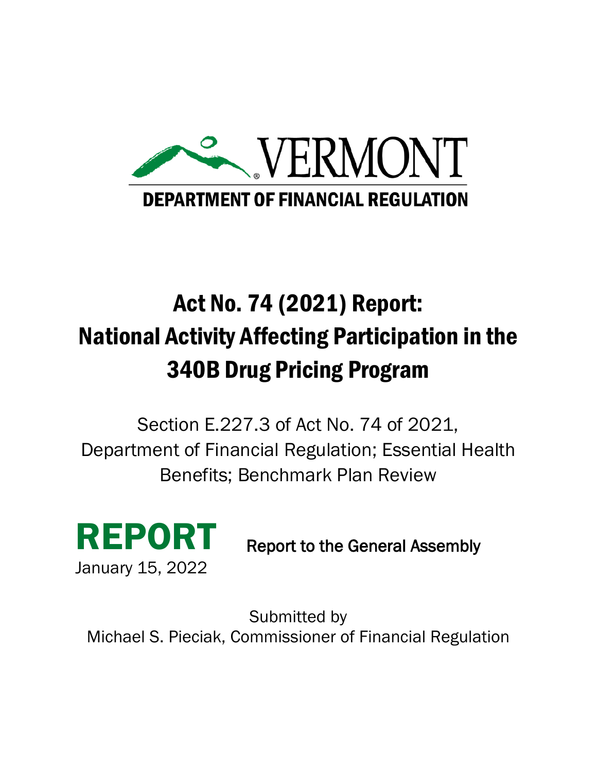VERMONT

DEPARTMENT OF FINANCIAL REGULATION

# Act No. 74 (2021) Report: National Activity Affecting Participation in the 340B Drug Pricing Program

Section E.227.3 of Act No. 74 of 2021, Department of Financial Regulation; Essential Health Benefits; Benchmark Plan Review

**REPORT**

January 15, 2022

Report to the General Assembly

Submitted by
Michael S. Pieciak, Commissioner of Financial Regulation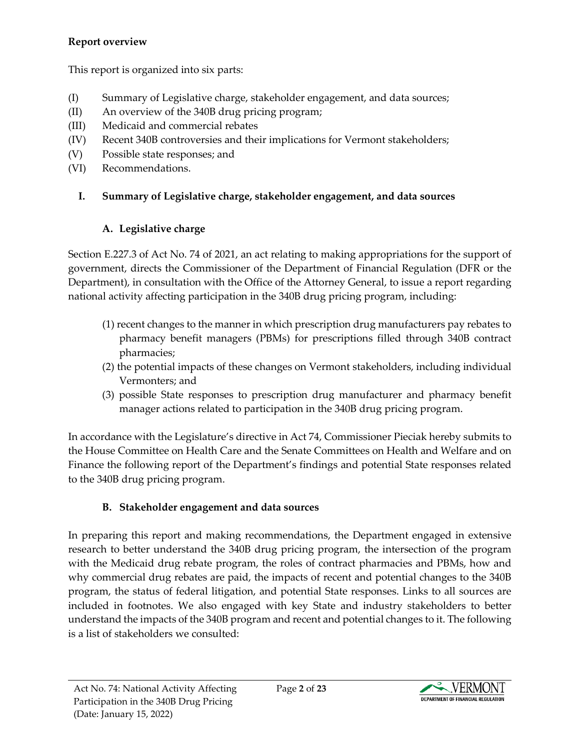**Report overview**

This report is organized into six parts:

(I) Summary of Legislative charge, stakeholder engagement, and data sources;
(II) An overview of the 340B drug pricing program;
(III) Medicaid and commercial rebates
(IV) Recent 340B controversies and their implications for Vermont stakeholders;
(V) Possible state responses; and
(VI) Recommendations.

## I. Summary of Legislative charge, stakeholder engagement, and data sources

### A. Legislative charge

Section E.227.3 of Act No. 74 of 2021, an act relating to making appropriations for the support of government, directs the Commissioner of the Department of Financial Regulation (DFR or the Department), in consultation with the Office of the Attorney General, to issue a report regarding national activity affecting participation in the 340B drug pricing program, including:

(1) recent changes to the manner in which prescription drug manufacturers pay rebates to pharmacy benefit managers (PBMs) for prescriptions filled through 340B contract pharmacies;
(2) the potential impacts of these changes on Vermont stakeholders, including individual Vermonters; and
(3) possible State responses to prescription drug manufacturer and pharmacy benefit manager actions related to participation in the 340B drug pricing program.

In accordance with the Legislature's directive in Act 74, Commissioner Pieciak hereby submits to the House Committee on Health Care and the Senate Committees on Health and Welfare and on Finance the following report of the Department's findings and potential State responses related to the 340B drug pricing program.

### B. Stakeholder engagement and data sources

In preparing this report and making recommendations, the Department engaged in extensive research to better understand the 340B drug pricing program, the intersection of the program with the Medicaid drug rebate program, the roles of contract pharmacies and PBMs, how and why commercial drug rebates are paid, the impacts of recent and potential changes to the 340B program, the status of federal litigation, and potential State responses. Links to all sources are included in footnotes. We also engaged with key State and industry stakeholders to better understand the impacts of the 340B program and recent and potential changes to it. The following is a list of stakeholders we consulted: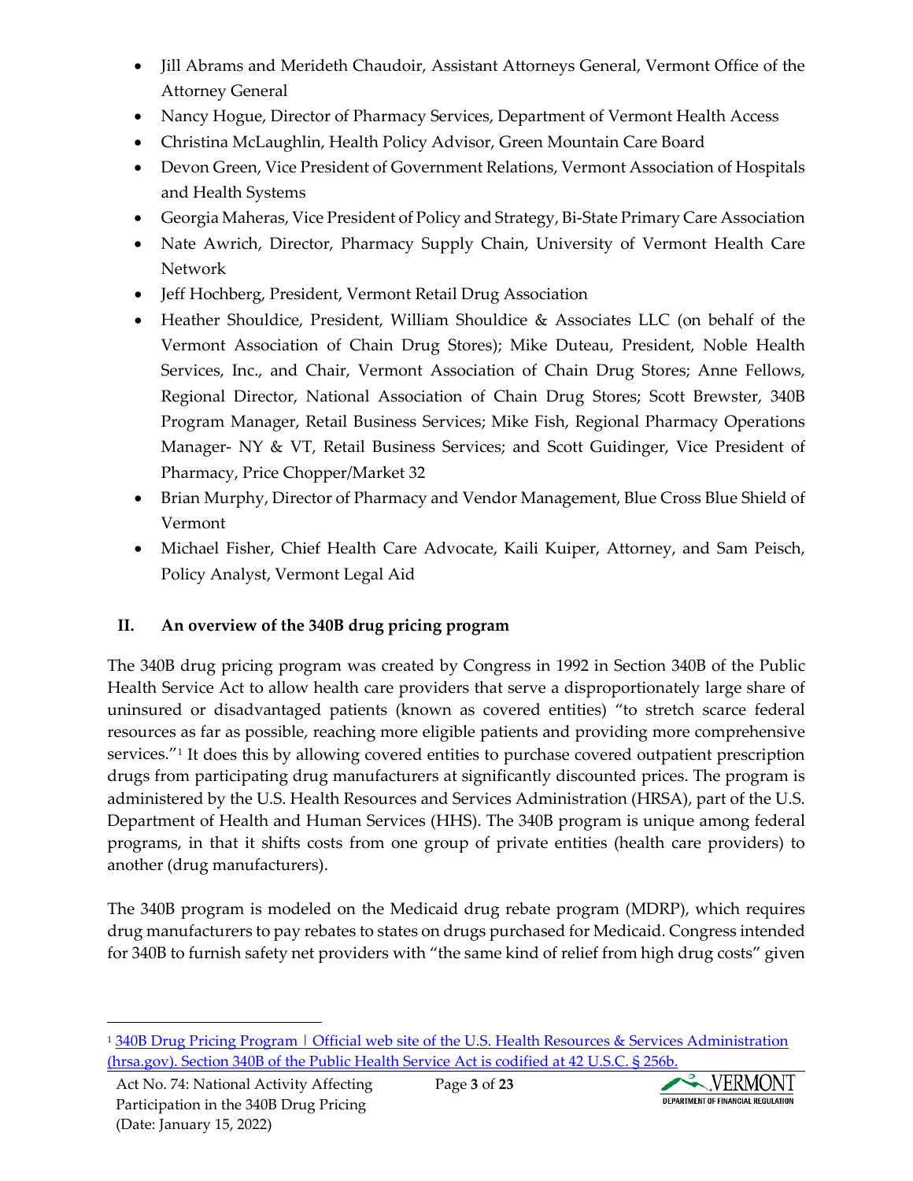- Jill Abrams and Merideth Chaudoir, Assistant Attorneys General, Vermont Office of the Attorney General
- Nancy Hogue, Director of Pharmacy Services, Department of Vermont Health Access
- Christina McLaughlin, Health Policy Advisor, Green Mountain Care Board
- Devon Green, Vice President of Government Relations, Vermont Association of Hospitals and Health Systems
- Georgia Maheras, Vice President of Policy and Strategy, Bi-State Primary Care Association
- Nate Awrich, Director, Pharmacy Supply Chain, University of Vermont Health Care Network
- Jeff Hochberg, President, Vermont Retail Drug Association
- Heather Shouldice, President, William Shouldice & Associates LLC (on behalf of the Vermont Association of Chain Drug Stores); Mike Duteau, President, Noble Health Services, Inc., and Chair, Vermont Association of Chain Drug Stores; Anne Fellows, Regional Director, National Association of Chain Drug Stores; Scott Brewster, 340B Program Manager, Retail Business Services; Mike Fish, Regional Pharmacy Operations Manager- NY & VT, Retail Business Services; and Scott Guidinger, Vice President of Pharmacy, Price Chopper/Market 32
- Brian Murphy, Director of Pharmacy and Vendor Management, Blue Cross Blue Shield of Vermont
- Michael Fisher, Chief Health Care Advocate, Kaili Kuiper, Attorney, and Sam Peisch, Policy Analyst, Vermont Legal Aid

## II. An overview of the 340B drug pricing program

The 340B drug pricing program was created by Congress in 1992 in Section 340B of the Public Health Service Act to allow health care providers that serve a disproportionately large share of uninsured or disadvantaged patients (known as covered entities) "to stretch scarce federal resources as far as possible, reaching more eligible patients and providing more comprehensive services."[1] It does this by allowing covered entities to purchase covered outpatient prescription drugs from participating drug manufacturers at significantly discounted prices. The program is administered by the U.S. Health Resources and Services Administration (HRSA), part of the U.S. Department of Health and Human Services (HHS). The 340B program is unique among federal programs, in that it shifts costs from one group of private entities (health care providers) to another (drug manufacturers).

The 340B program is modeled on the Medicaid drug rebate program (MDRP), which requires drug manufacturers to pay rebates to states on drugs purchased for Medicaid. Congress intended for 340B to furnish safety net providers with "the same kind of relief from high drug costs" given

[1] 340B Drug Pricing Program | Official web site of the U.S. Health Resources & Services Administration (hrsa.gov). Section 340B of the Public Health Service Act is codified at 42 U.S.C. § 256b.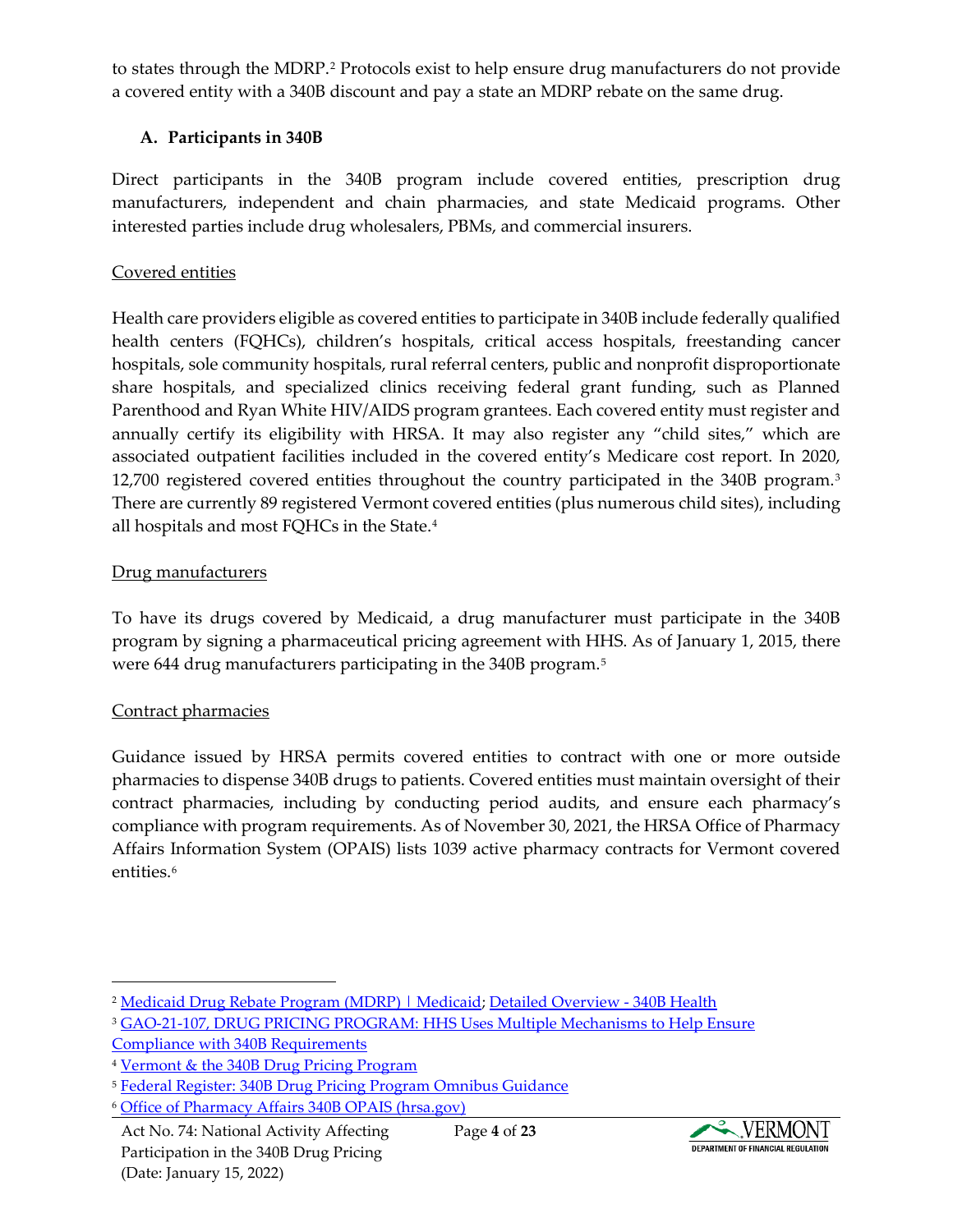to states through the MDRP.[2] Protocols exist to help ensure drug manufacturers do not provide a covered entity with a 340B discount and pay a state an MDRP rebate on the same drug.

### A. Participants in 340B

Direct participants in the 340B program include covered entities, prescription drug manufacturers, independent and chain pharmacies, and state Medicaid programs. Other interested parties include drug wholesalers, PBMs, and commercial insurers.

#### Covered entities

Health care providers eligible as covered entities to participate in 340B include federally qualified health centers (FQHCs), children's hospitals, critical access hospitals, freestanding cancer hospitals, sole community hospitals, rural referral centers, public and nonprofit disproportionate share hospitals, and specialized clinics receiving federal grant funding, such as Planned Parenthood and Ryan White HIV/AIDS program grantees. Each covered entity must register and annually certify its eligibility with HRSA. It may also register any "child sites," which are associated outpatient facilities included in the covered entity's Medicare cost report. In 2020, 12,700 registered covered entities throughout the country participated in the 340B program.[3] There are currently 89 registered Vermont covered entities (plus numerous child sites), including all hospitals and most FQHCs in the State.[4]

#### Drug manufacturers

To have its drugs covered by Medicaid, a drug manufacturer must participate in the 340B program by signing a pharmaceutical pricing agreement with HHS. As of January 1, 2015, there were 644 drug manufacturers participating in the 340B program.[5]

#### Contract pharmacies

Guidance issued by HRSA permits covered entities to contract with one or more outside pharmacies to dispense 340B drugs to patients. Covered entities must maintain oversight of their contract pharmacies, including by conducting period audits, and ensure each pharmacy's compliance with program requirements. As of November 30, 2021, the HRSA Office of Pharmacy Affairs Information System (OPAIS) lists 1039 active pharmacy contracts for Vermont covered entities.[6]

---

[2] Medicaid Drug Rebate Program (MDRP) | Medicaid; Detailed Overview - 340B Health

[3] GAO-21-107, DRUG PRICING PROGRAM: HHS Uses Multiple Mechanisms to Help Ensure Compliance with 340B Requirements

[4] Vermont & the 340B Drug Pricing Program

[5] Federal Register: 340B Drug Pricing Program Omnibus Guidance

[6] Office of Pharmacy Affairs 340B OPAIS (hrsa.gov)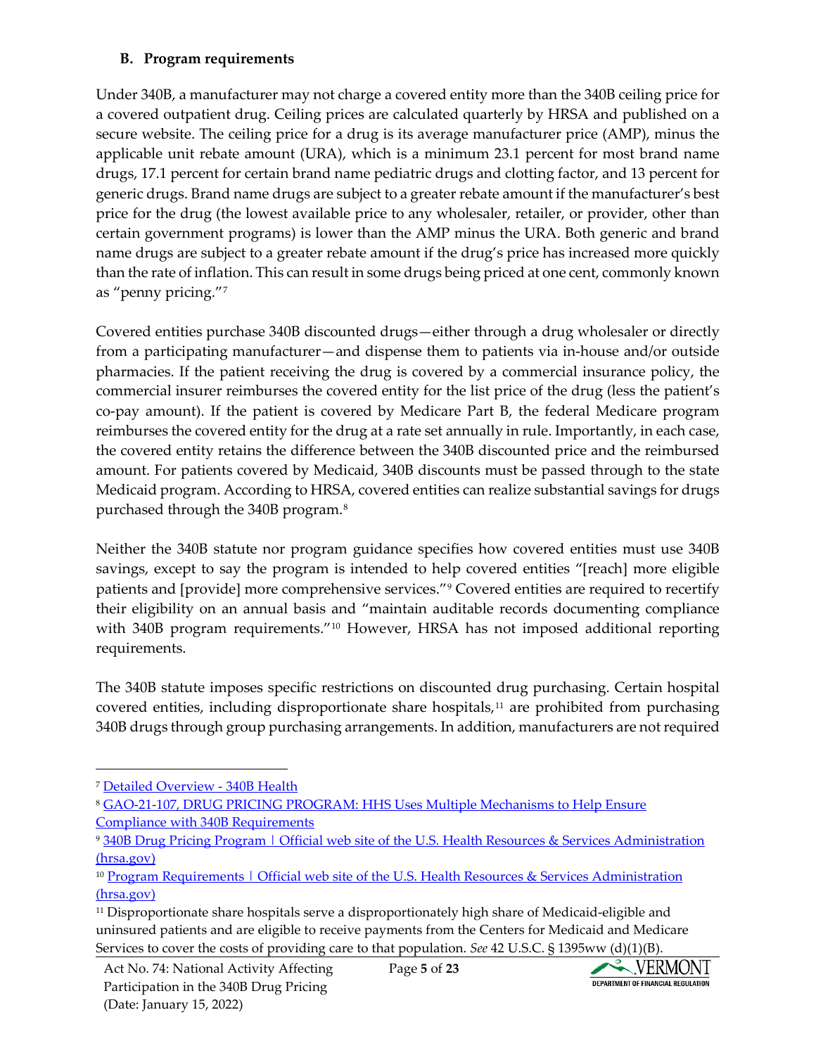### B. Program requirements

Under 340B, a manufacturer may not charge a covered entity more than the 340B ceiling price for a covered outpatient drug. Ceiling prices are calculated quarterly by HRSA and published on a secure website. The ceiling price for a drug is its average manufacturer price (AMP), minus the applicable unit rebate amount (URA), which is a minimum 23.1 percent for most brand name drugs, 17.1 percent for certain brand name pediatric drugs and clotting factor, and 13 percent for generic drugs. Brand name drugs are subject to a greater rebate amount if the manufacturer's best price for the drug (the lowest available price to any wholesaler, retailer, or provider, other than certain government programs) is lower than the AMP minus the URA. Both generic and brand name drugs are subject to a greater rebate amount if the drug's price has increased more quickly than the rate of inflation. This can result in some drugs being priced at one cent, commonly known as "penny pricing."[7]

Covered entities purchase 340B discounted drugs—either through a drug wholesaler or directly from a participating manufacturer—and dispense them to patients via in-house and/or outside pharmacies. If the patient receiving the drug is covered by a commercial insurance policy, the commercial insurer reimburses the covered entity for the list price of the drug (less the patient's co-pay amount). If the patient is covered by Medicare Part B, the federal Medicare program reimburses the covered entity for the drug at a rate set annually in rule. Importantly, in each case, the covered entity retains the difference between the 340B discounted price and the reimbursed amount. For patients covered by Medicaid, 340B discounts must be passed through to the state Medicaid program. According to HRSA, covered entities can realize substantial savings for drugs purchased through the 340B program.[8]

Neither the 340B statute nor program guidance specifies how covered entities must use 340B savings, except to say the program is intended to help covered entities "[reach] more eligible patients and [provide] more comprehensive services."[9] Covered entities are required to recertify their eligibility on an annual basis and "maintain auditable records documenting compliance with 340B program requirements."[10] However, HRSA has not imposed additional reporting requirements.

The 340B statute imposes specific restrictions on discounted drug purchasing. Certain hospital covered entities, including disproportionate share hospitals,[11] are prohibited from purchasing 340B drugs through group purchasing arrangements. In addition, manufacturers are not required

---

[7] Detailed Overview - 340B Health

[8] GAO-21-107, DRUG PRICING PROGRAM: HHS Uses Multiple Mechanisms to Help Ensure Compliance with 340B Requirements

[9] 340B Drug Pricing Program | Official web site of the U.S. Health Resources & Services Administration (hrsa.gov)

[10] Program Requirements | Official web site of the U.S. Health Resources & Services Administration (hrsa.gov)

[11] Disproportionate share hospitals serve a disproportionately high share of Medicaid-eligible and uninsured patients and are eligible to receive payments from the Centers for Medicaid and Medicare Services to cover the costs of providing care to that population. *See* 42 U.S.C. § 1395ww (d)(1)(B).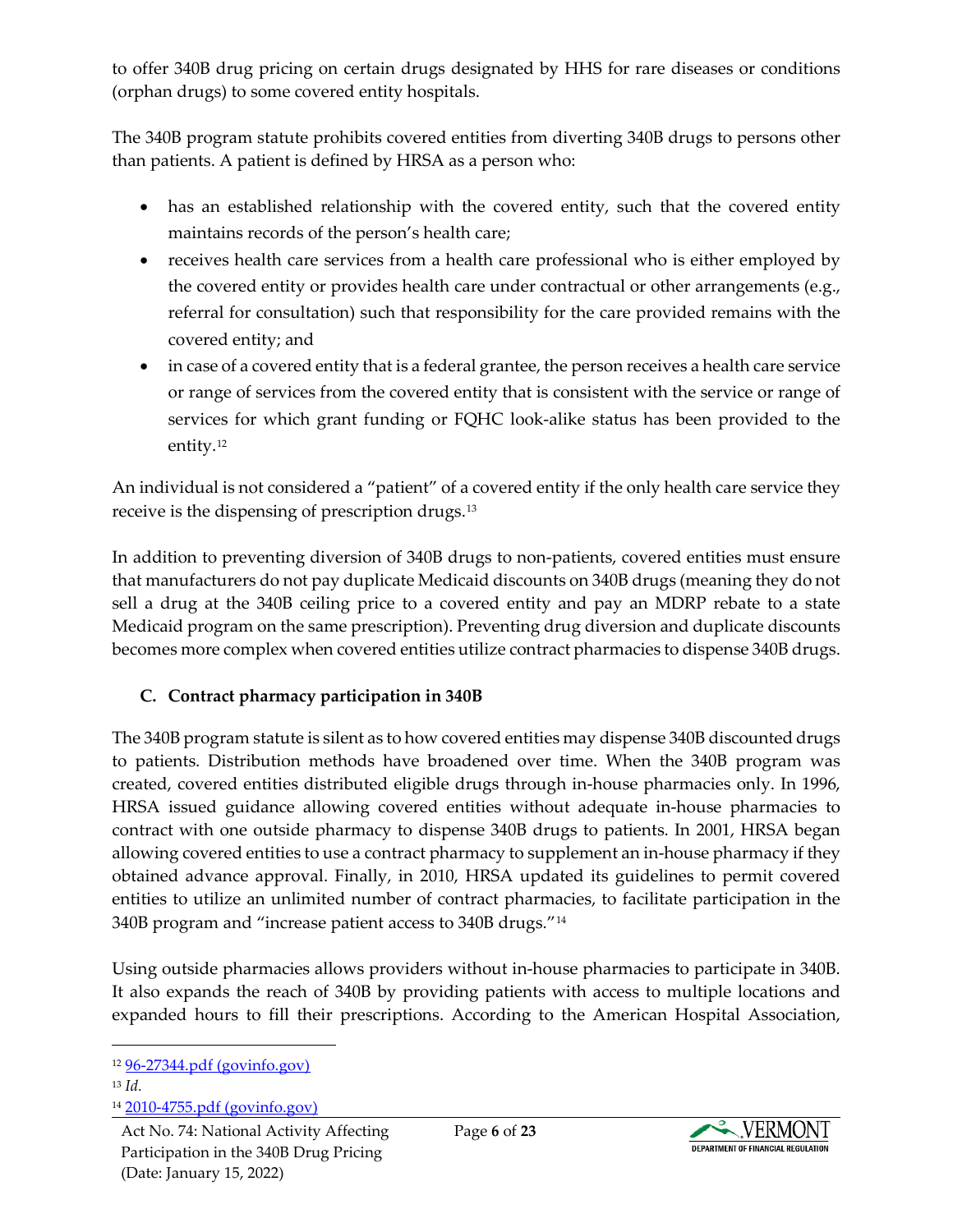to offer 340B drug pricing on certain drugs designated by HHS for rare diseases or conditions (orphan drugs) to some covered entity hospitals.

The 340B program statute prohibits covered entities from diverting 340B drugs to persons other than patients. A patient is defined by HRSA as a person who:

- has an established relationship with the covered entity, such that the covered entity maintains records of the person's health care;
- receives health care services from a health care professional who is either employed by the covered entity or provides health care under contractual or other arrangements (e.g., referral for consultation) such that responsibility for the care provided remains with the covered entity; and
- in case of a covered entity that is a federal grantee, the person receives a health care service or range of services from the covered entity that is consistent with the service or range of services for which grant funding or FQHC look-alike status has been provided to the entity.[12]

An individual is not considered a "patient" of a covered entity if the only health care service they receive is the dispensing of prescription drugs.[13]

In addition to preventing diversion of 340B drugs to non-patients, covered entities must ensure that manufacturers do not pay duplicate Medicaid discounts on 340B drugs (meaning they do not sell a drug at the 340B ceiling price to a covered entity and pay an MDRP rebate to a state Medicaid program on the same prescription). Preventing drug diversion and duplicate discounts becomes more complex when covered entities utilize contract pharmacies to dispense 340B drugs.

### C. Contract pharmacy participation in 340B

The 340B program statute is silent as to how covered entities may dispense 340B discounted drugs to patients. Distribution methods have broadened over time. When the 340B program was created, covered entities distributed eligible drugs through in-house pharmacies only. In 1996, HRSA issued guidance allowing covered entities without adequate in-house pharmacies to contract with one outside pharmacy to dispense 340B drugs to patients. In 2001, HRSA began allowing covered entities to use a contract pharmacy to supplement an in-house pharmacy if they obtained advance approval. Finally, in 2010, HRSA updated its guidelines to permit covered entities to utilize an unlimited number of contract pharmacies, to facilitate participation in the 340B program and "increase patient access to 340B drugs."[14]

Using outside pharmacies allows providers without in-house pharmacies to participate in 340B. It also expands the reach of 340B by providing patients with access to multiple locations and expanded hours to fill their prescriptions. According to the American Hospital Association,

---

[12] 96-27344.pdf (govinfo.gov)

[13] *Id.*

[14] 2010-4755.pdf (govinfo.gov)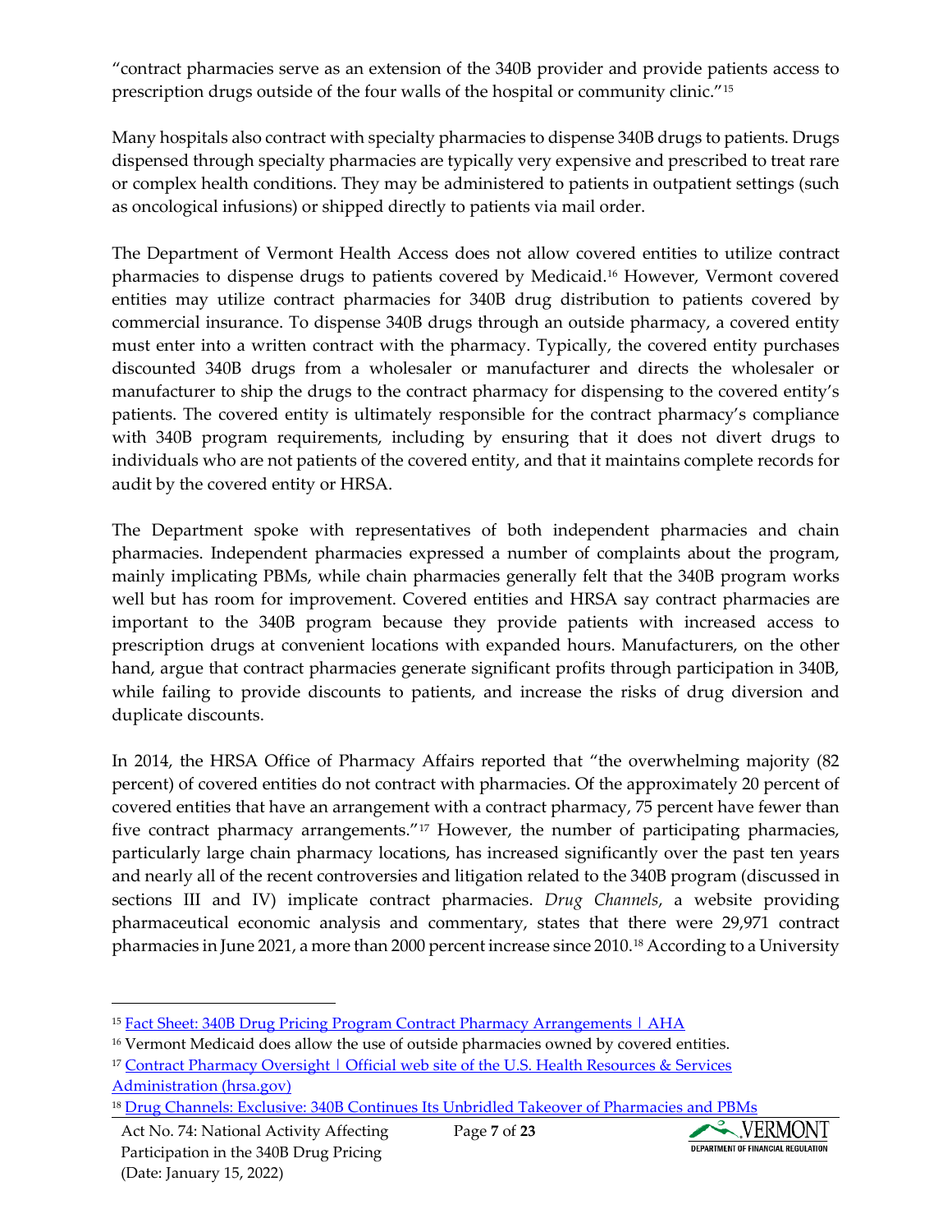"contract pharmacies serve as an extension of the 340B provider and provide patients access to prescription drugs outside of the four walls of the hospital or community clinic."[15]

Many hospitals also contract with specialty pharmacies to dispense 340B drugs to patients. Drugs dispensed through specialty pharmacies are typically very expensive and prescribed to treat rare or complex health conditions. They may be administered to patients in outpatient settings (such as oncological infusions) or shipped directly to patients via mail order.

The Department of Vermont Health Access does not allow covered entities to utilize contract pharmacies to dispense drugs to patients covered by Medicaid.[16] However, Vermont covered entities may utilize contract pharmacies for 340B drug distribution to patients covered by commercial insurance. To dispense 340B drugs through an outside pharmacy, a covered entity must enter into a written contract with the pharmacy. Typically, the covered entity purchases discounted 340B drugs from a wholesaler or manufacturer and directs the wholesaler or manufacturer to ship the drugs to the contract pharmacy for dispensing to the covered entity's patients. The covered entity is ultimately responsible for the contract pharmacy's compliance with 340B program requirements, including by ensuring that it does not divert drugs to individuals who are not patients of the covered entity, and that it maintains complete records for audit by the covered entity or HRSA.

The Department spoke with representatives of both independent pharmacies and chain pharmacies. Independent pharmacies expressed a number of complaints about the program, mainly implicating PBMs, while chain pharmacies generally felt that the 340B program works well but has room for improvement. Covered entities and HRSA say contract pharmacies are important to the 340B program because they provide patients with increased access to prescription drugs at convenient locations with expanded hours. Manufacturers, on the other hand, argue that contract pharmacies generate significant profits through participation in 340B, while failing to provide discounts to patients, and increase the risks of drug diversion and duplicate discounts.

In 2014, the HRSA Office of Pharmacy Affairs reported that "the overwhelming majority (82 percent) of covered entities do not contract with pharmacies. Of the approximately 20 percent of covered entities that have an arrangement with a contract pharmacy, 75 percent have fewer than five contract pharmacy arrangements."[17] However, the number of participating pharmacies, particularly large chain pharmacy locations, has increased significantly over the past ten years and nearly all of the recent controversies and litigation related to the 340B program (discussed in sections III and IV) implicate contract pharmacies. *Drug Channels*, a website providing pharmaceutical economic analysis and commentary, states that there were 29,971 contract pharmacies in June 2021, a more than 2000 percent increase since 2010.[18] According to a University

---

[15] Fact Sheet: 340B Drug Pricing Program Contract Pharmacy Arrangements | AHA

[16] Vermont Medicaid does allow the use of outside pharmacies owned by covered entities.

[17] Contract Pharmacy Oversight | Official web site of the U.S. Health Resources & Services Administration (hrsa.gov)

[18] Drug Channels: Exclusive: 340B Continues Its Unbridled Takeover of Pharmacies and PBMs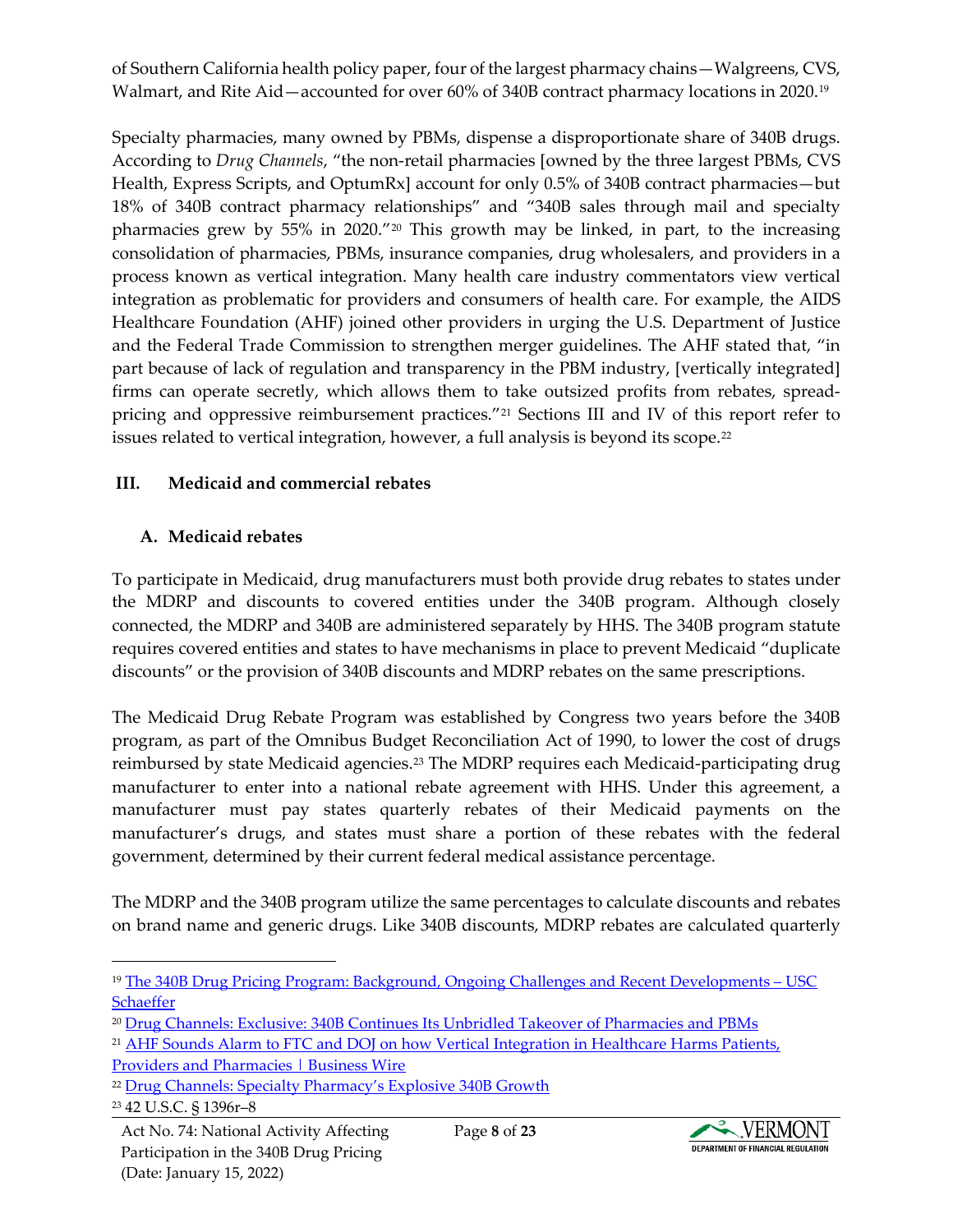of Southern California health policy paper, four of the largest pharmacy chains—Walgreens, CVS, Walmart, and Rite Aid—accounted for over 60% of 340B contract pharmacy locations in 2020.[19]

Specialty pharmacies, many owned by PBMs, dispense a disproportionate share of 340B drugs. According to *Drug Channels*, "the non-retail pharmacies [owned by the three largest PBMs, CVS Health, Express Scripts, and OptumRx] account for only 0.5% of 340B contract pharmacies—but 18% of 340B contract pharmacy relationships" and "340B sales through mail and specialty pharmacies grew by 55% in 2020."[20] This growth may be linked, in part, to the increasing consolidation of pharmacies, PBMs, insurance companies, drug wholesalers, and providers in a process known as vertical integration. Many health care industry commentators view vertical integration as problematic for providers and consumers of health care. For example, the AIDS Healthcare Foundation (AHF) joined other providers in urging the U.S. Department of Justice and the Federal Trade Commission to strengthen merger guidelines. The AHF stated that, "in part because of lack of regulation and transparency in the PBM industry, [vertically integrated] firms can operate secretly, which allows them to take outsized profits from rebates, spread-pricing and oppressive reimbursement practices."[21] Sections III and IV of this report refer to issues related to vertical integration, however, a full analysis is beyond its scope.[22]

## III. Medicaid and commercial rebates

### A. Medicaid rebates

To participate in Medicaid, drug manufacturers must both provide drug rebates to states under the MDRP and discounts to covered entities under the 340B program. Although closely connected, the MDRP and 340B are administered separately by HHS. The 340B program statute requires covered entities and states to have mechanisms in place to prevent Medicaid "duplicate discounts" or the provision of 340B discounts and MDRP rebates on the same prescriptions.

The Medicaid Drug Rebate Program was established by Congress two years before the 340B program, as part of the Omnibus Budget Reconciliation Act of 1990, to lower the cost of drugs reimbursed by state Medicaid agencies.[23] The MDRP requires each Medicaid-participating drug manufacturer to enter into a national rebate agreement with HHS. Under this agreement, a manufacturer must pay states quarterly rebates of their Medicaid payments on the manufacturer's drugs, and states must share a portion of these rebates with the federal government, determined by their current federal medical assistance percentage.

The MDRP and the 340B program utilize the same percentages to calculate discounts and rebates on brand name and generic drugs. Like 340B discounts, MDRP rebates are calculated quarterly

---

[19] The 340B Drug Pricing Program: Background, Ongoing Challenges and Recent Developments – USC Schaeffer

[20] Drug Channels: Exclusive: 340B Continues Its Unbridled Takeover of Pharmacies and PBMs

[21] AHF Sounds Alarm to FTC and DOJ on how Vertical Integration in Healthcare Harms Patients, Providers and Pharmacies | Business Wire

[22] Drug Channels: Specialty Pharmacy's Explosive 340B Growth

[23] 42 U.S.C. § 1396r–8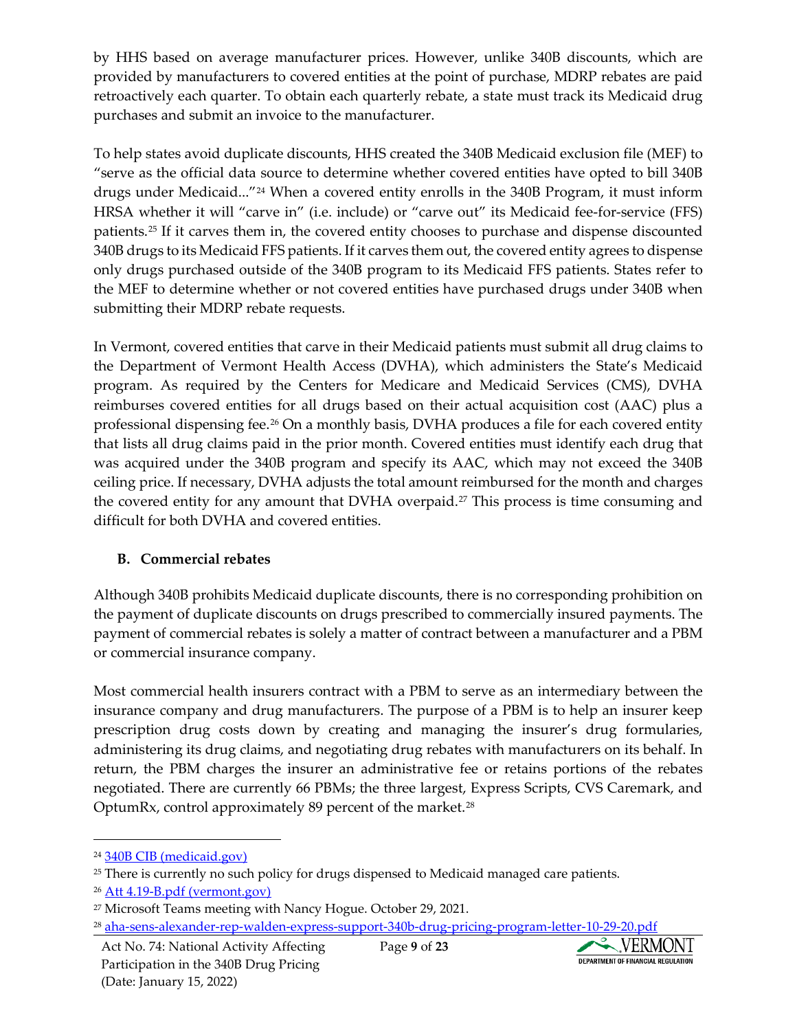by HHS based on average manufacturer prices. However, unlike 340B discounts, which are provided by manufacturers to covered entities at the point of purchase, MDRP rebates are paid retroactively each quarter. To obtain each quarterly rebate, a state must track its Medicaid drug purchases and submit an invoice to the manufacturer.

To help states avoid duplicate discounts, HHS created the 340B Medicaid exclusion file (MEF) to "serve as the official data source to determine whether covered entities have opted to bill 340B drugs under Medicaid..."[24] When a covered entity enrolls in the 340B Program, it must inform HRSA whether it will "carve in" (i.e. include) or "carve out" its Medicaid fee-for-service (FFS) patients.[25] If it carves them in, the covered entity chooses to purchase and dispense discounted 340B drugs to its Medicaid FFS patients. If it carves them out, the covered entity agrees to dispense only drugs purchased outside of the 340B program to its Medicaid FFS patients. States refer to the MEF to determine whether or not covered entities have purchased drugs under 340B when submitting their MDRP rebate requests.

In Vermont, covered entities that carve in their Medicaid patients must submit all drug claims to the Department of Vermont Health Access (DVHA), which administers the State's Medicaid program. As required by the Centers for Medicare and Medicaid Services (CMS), DVHA reimburses covered entities for all drugs based on their actual acquisition cost (AAC) plus a professional dispensing fee.[26] On a monthly basis, DVHA produces a file for each covered entity that lists all drug claims paid in the prior month. Covered entities must identify each drug that was acquired under the 340B program and specify its AAC, which may not exceed the 340B ceiling price. If necessary, DVHA adjusts the total amount reimbursed for the month and charges the covered entity for any amount that DVHA overpaid.[27] This process is time consuming and difficult for both DVHA and covered entities.

### B. Commercial rebates

Although 340B prohibits Medicaid duplicate discounts, there is no corresponding prohibition on the payment of duplicate discounts on drugs prescribed to commercially insured payments. The payment of commercial rebates is solely a matter of contract between a manufacturer and a PBM or commercial insurance company.

Most commercial health insurers contract with a PBM to serve as an intermediary between the insurance company and drug manufacturers. The purpose of a PBM is to help an insurer keep prescription drug costs down by creating and managing the insurer's drug formularies, administering its drug claims, and negotiating drug rebates with manufacturers on its behalf. In return, the PBM charges the insurer an administrative fee or retains portions of the rebates negotiated. There are currently 66 PBMs; the three largest, Express Scripts, CVS Caremark, and OptumRx, control approximately 89 percent of the market.[28]

---

[24] 340B CIB (medicaid.gov)

[25] There is currently no such policy for drugs dispensed to Medicaid managed care patients.

[26] Att 4.19-B.pdf (vermont.gov)

[27] Microsoft Teams meeting with Nancy Hogue. October 29, 2021.

[28] aha-sens-alexander-rep-walden-express-support-340b-drug-pricing-program-letter-10-29-20.pdf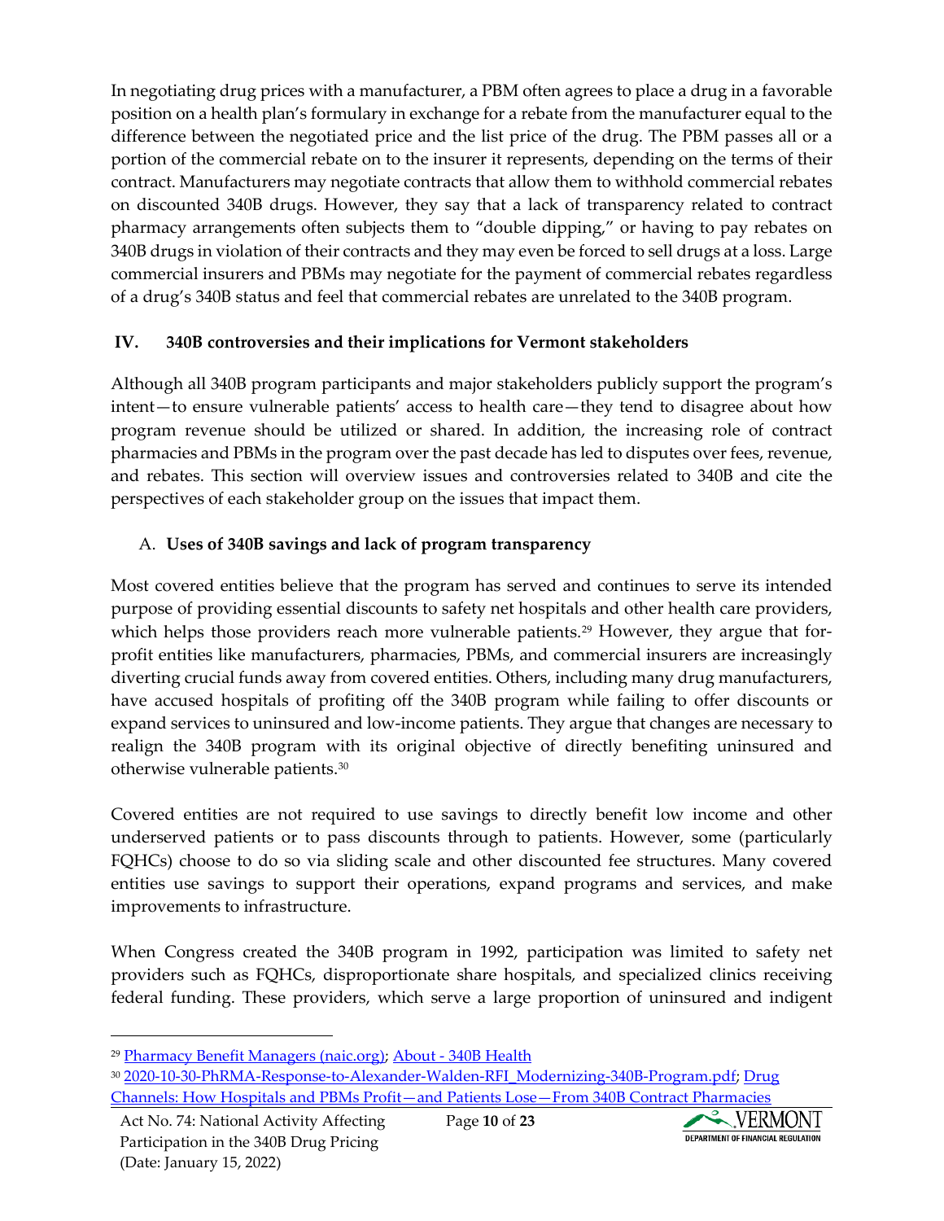In negotiating drug prices with a manufacturer, a PBM often agrees to place a drug in a favorable position on a health plan's formulary in exchange for a rebate from the manufacturer equal to the difference between the negotiated price and the list price of the drug. The PBM passes all or a portion of the commercial rebate on to the insurer it represents, depending on the terms of their contract. Manufacturers may negotiate contracts that allow them to withhold commercial rebates on discounted 340B drugs. However, they say that a lack of transparency related to contract pharmacy arrangements often subjects them to "double dipping," or having to pay rebates on 340B drugs in violation of their contracts and they may even be forced to sell drugs at a loss. Large commercial insurers and PBMs may negotiate for the payment of commercial rebates regardless of a drug's 340B status and feel that commercial rebates are unrelated to the 340B program.

## IV. 340B controversies and their implications for Vermont stakeholders

Although all 340B program participants and major stakeholders publicly support the program's intent—to ensure vulnerable patients' access to health care—they tend to disagree about how program revenue should be utilized or shared. In addition, the increasing role of contract pharmacies and PBMs in the program over the past decade has led to disputes over fees, revenue, and rebates. This section will overview issues and controversies related to 340B and cite the perspectives of each stakeholder group on the issues that impact them.

### A. Uses of 340B savings and lack of program transparency

Most covered entities believe that the program has served and continues to serve its intended purpose of providing essential discounts to safety net hospitals and other health care providers, which helps those providers reach more vulnerable patients.[29] However, they argue that for-profit entities like manufacturers, pharmacies, PBMs, and commercial insurers are increasingly diverting crucial funds away from covered entities. Others, including many drug manufacturers, have accused hospitals of profiting off the 340B program while failing to offer discounts or expand services to uninsured and low-income patients. They argue that changes are necessary to realign the 340B program with its original objective of directly benefiting uninsured and otherwise vulnerable patients.[30]

Covered entities are not required to use savings to directly benefit low income and other underserved patients or to pass discounts through to patients. However, some (particularly FQHCs) choose to do so via sliding scale and other discounted fee structures. Many covered entities use savings to support their operations, expand programs and services, and make improvements to infrastructure.

When Congress created the 340B program in 1992, participation was limited to safety net providers such as FQHCs, disproportionate share hospitals, and specialized clinics receiving federal funding. These providers, which serve a large proportion of uninsured and indigent

---

[29] Pharmacy Benefit Managers (naic.org); About - 340B Health

[30] 2020-10-30-PhRMA-Response-to-Alexander-Walden-RFI_Modernizing-340B-Program.pdf; Drug Channels: How Hospitals and PBMs Profit—and Patients Lose—From 340B Contract Pharmacies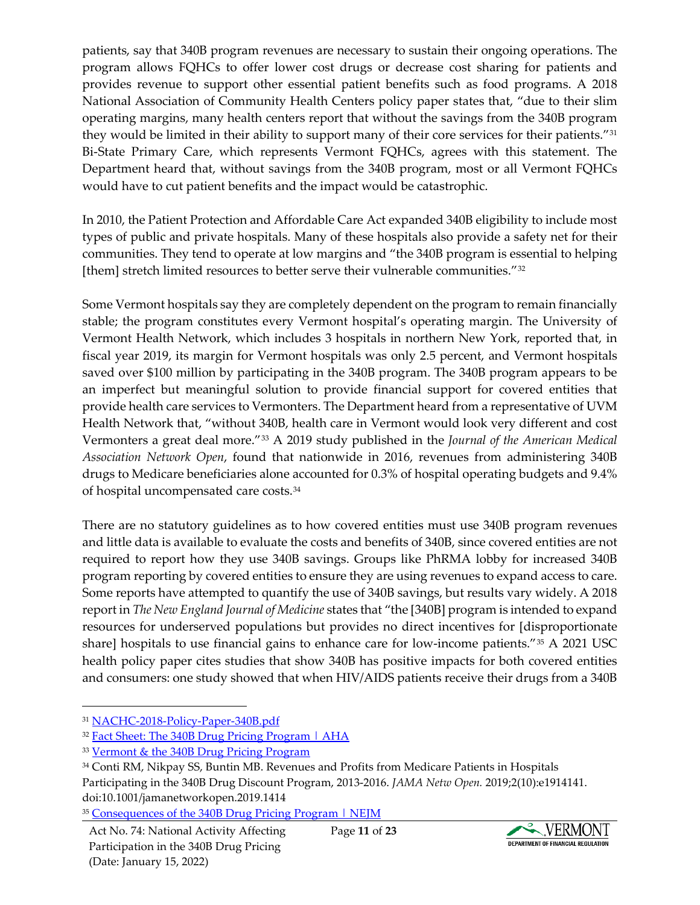patients, say that 340B program revenues are necessary to sustain their ongoing operations. The program allows FQHCs to offer lower cost drugs or decrease cost sharing for patients and provides revenue to support other essential patient benefits such as food programs. A 2018 National Association of Community Health Centers policy paper states that, "due to their slim operating margins, many health centers report that without the savings from the 340B program they would be limited in their ability to support many of their core services for their patients."[31] Bi-State Primary Care, which represents Vermont FQHCs, agrees with this statement. The Department heard that, without savings from the 340B program, most or all Vermont FQHCs would have to cut patient benefits and the impact would be catastrophic.

In 2010, the Patient Protection and Affordable Care Act expanded 340B eligibility to include most types of public and private hospitals. Many of these hospitals also provide a safety net for their communities. They tend to operate at low margins and "the 340B program is essential to helping [them] stretch limited resources to better serve their vulnerable communities."[32]

Some Vermont hospitals say they are completely dependent on the program to remain financially stable; the program constitutes every Vermont hospital's operating margin. The University of Vermont Health Network, which includes 3 hospitals in northern New York, reported that, in fiscal year 2019, its margin for Vermont hospitals was only 2.5 percent, and Vermont hospitals saved over $100 million by participating in the 340B program. The 340B program appears to be an imperfect but meaningful solution to provide financial support for covered entities that provide health care services to Vermonters. The Department heard from a representative of UVM Health Network that, "without 340B, health care in Vermont would look very different and cost Vermonters a great deal more."[33] A 2019 study published in the *Journal of the American Medical Association Network Open*, found that nationwide in 2016, revenues from administering 340B drugs to Medicare beneficiaries alone accounted for 0.3% of hospital operating budgets and 9.4% of hospital uncompensated care costs.[34]

There are no statutory guidelines as to how covered entities must use 340B program revenues and little data is available to evaluate the costs and benefits of 340B, since covered entities are not required to report how they use 340B savings. Groups like PhRMA lobby for increased 340B program reporting by covered entities to ensure they are using revenues to expand access to care. Some reports have attempted to quantify the use of 340B savings, but results vary widely. A 2018 report in *The New England Journal of Medicine* states that "the [340B] program is intended to expand resources for underserved populations but provides no direct incentives for [disproportionate share] hospitals to use financial gains to enhance care for low-income patients."[35] A 2021 USC health policy paper cites studies that show 340B has positive impacts for both covered entities and consumers: one study showed that when HIV/AIDS patients receive their drugs from a 340B

---

[31] NACHC-2018-Policy-Paper-340B.pdf

[32] Fact Sheet: The 340B Drug Pricing Program | AHA

[33] Vermont & the 340B Drug Pricing Program

[34] Conti RM, Nikpay SS, Buntin MB. Revenues and Profits from Medicare Patients in Hospitals Participating in the 340B Drug Discount Program, 2013-2016. *JAMA Netw Open.* 2019;2(10):e1914141. doi:10.1001/jamanetworkopen.2019.1414

[35] Consequences of the 340B Drug Pricing Program | NEJM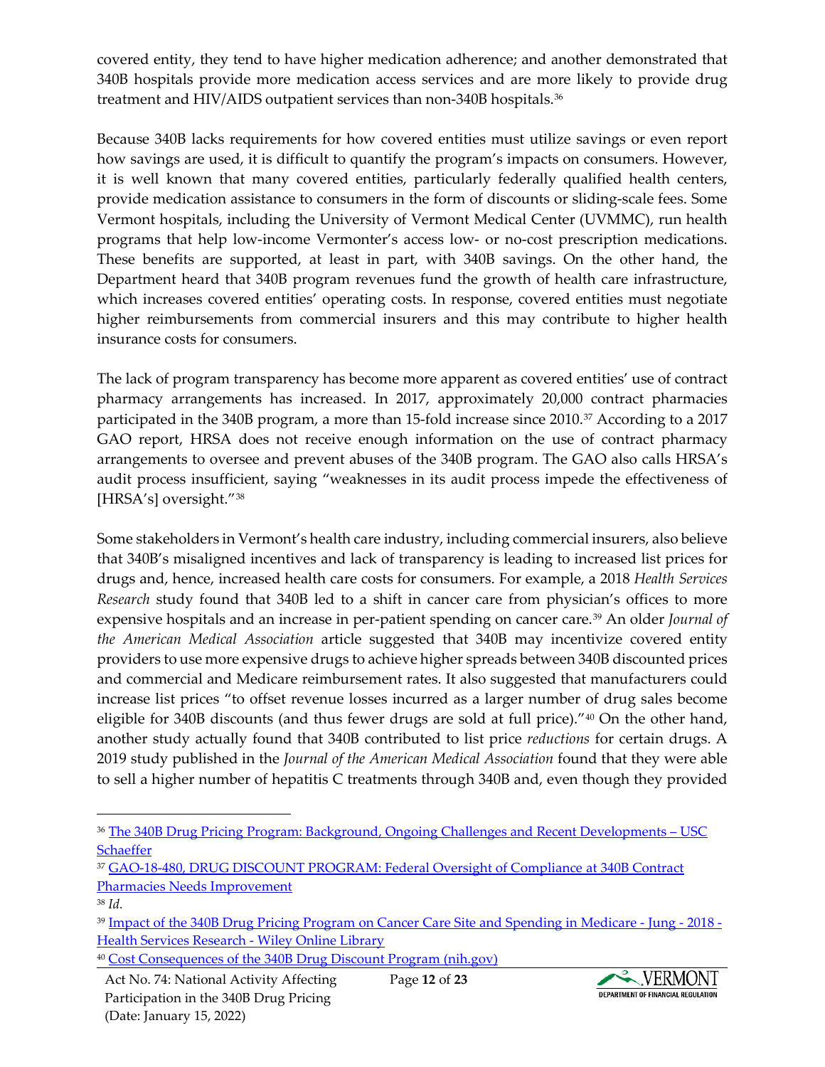covered entity, they tend to have higher medication adherence; and another demonstrated that 340B hospitals provide more medication access services and are more likely to provide drug treatment and HIV/AIDS outpatient services than non-340B hospitals.[36]

Because 340B lacks requirements for how covered entities must utilize savings or even report how savings are used, it is difficult to quantify the program's impacts on consumers. However, it is well known that many covered entities, particularly federally qualified health centers, provide medication assistance to consumers in the form of discounts or sliding-scale fees. Some Vermont hospitals, including the University of Vermont Medical Center (UVMMC), run health programs that help low-income Vermonter's access low- or no-cost prescription medications. These benefits are supported, at least in part, with 340B savings. On the other hand, the Department heard that 340B program revenues fund the growth of health care infrastructure, which increases covered entities' operating costs. In response, covered entities must negotiate higher reimbursements from commercial insurers and this may contribute to higher health insurance costs for consumers.

The lack of program transparency has become more apparent as covered entities' use of contract pharmacy arrangements has increased. In 2017, approximately 20,000 contract pharmacies participated in the 340B program, a more than 15-fold increase since 2010.[37] According to a 2017 GAO report, HRSA does not receive enough information on the use of contract pharmacy arrangements to oversee and prevent abuses of the 340B program. The GAO also calls HRSA's audit process insufficient, saying "weaknesses in its audit process impede the effectiveness of [HRSA's] oversight."[38]

Some stakeholders in Vermont's health care industry, including commercial insurers, also believe that 340B's misaligned incentives and lack of transparency is leading to increased list prices for drugs and, hence, increased health care costs for consumers. For example, a 2018 *Health Services Research* study found that 340B led to a shift in cancer care from physician's offices to more expensive hospitals and an increase in per-patient spending on cancer care.[39] An older *Journal of the American Medical Association* article suggested that 340B may incentivize covered entity providers to use more expensive drugs to achieve higher spreads between 340B discounted prices and commercial and Medicare reimbursement rates. It also suggested that manufacturers could increase list prices "to offset revenue losses incurred as a larger number of drug sales become eligible for 340B discounts (and thus fewer drugs are sold at full price)."[40] On the other hand, another study actually found that 340B contributed to list price *reductions* for certain drugs. A 2019 study published in the *Journal of the American Medical Association* found that they were able to sell a higher number of hepatitis C treatments through 340B and, even though they provided

---

[36] The 340B Drug Pricing Program: Background, Ongoing Challenges and Recent Developments – USC Schaeffer

[37] GAO-18-480, DRUG DISCOUNT PROGRAM: Federal Oversight of Compliance at 340B Contract Pharmacies Needs Improvement

[38] *Id.*

[39] Impact of the 340B Drug Pricing Program on Cancer Care Site and Spending in Medicare - Jung - 2018 - Health Services Research - Wiley Online Library

[40] Cost Consequences of the 340B Drug Discount Program (nih.gov)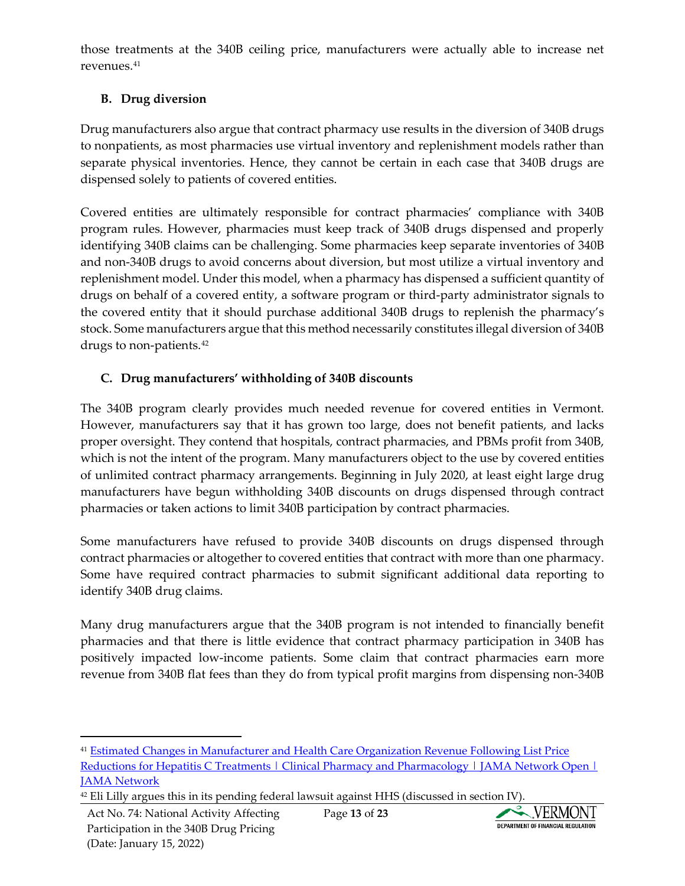those treatments at the 340B ceiling price, manufacturers were actually able to increase net revenues.[41]

### B. Drug diversion

Drug manufacturers also argue that contract pharmacy use results in the diversion of 340B drugs to nonpatients, as most pharmacies use virtual inventory and replenishment models rather than separate physical inventories. Hence, they cannot be certain in each case that 340B drugs are dispensed solely to patients of covered entities.

Covered entities are ultimately responsible for contract pharmacies' compliance with 340B program rules. However, pharmacies must keep track of 340B drugs dispensed and properly identifying 340B claims can be challenging. Some pharmacies keep separate inventories of 340B and non-340B drugs to avoid concerns about diversion, but most utilize a virtual inventory and replenishment model. Under this model, when a pharmacy has dispensed a sufficient quantity of drugs on behalf of a covered entity, a software program or third-party administrator signals to the covered entity that it should purchase additional 340B drugs to replenish the pharmacy's stock. Some manufacturers argue that this method necessarily constitutes illegal diversion of 340B drugs to non-patients.[42]

### C. Drug manufacturers' withholding of 340B discounts

The 340B program clearly provides much needed revenue for covered entities in Vermont. However, manufacturers say that it has grown too large, does not benefit patients, and lacks proper oversight. They contend that hospitals, contract pharmacies, and PBMs profit from 340B, which is not the intent of the program. Many manufacturers object to the use by covered entities of unlimited contract pharmacy arrangements. Beginning in July 2020, at least eight large drug manufacturers have begun withholding 340B discounts on drugs dispensed through contract pharmacies or taken actions to limit 340B participation by contract pharmacies.

Some manufacturers have refused to provide 340B discounts on drugs dispensed through contract pharmacies or altogether to covered entities that contract with more than one pharmacy. Some have required contract pharmacies to submit significant additional data reporting to identify 340B drug claims.

Many drug manufacturers argue that the 340B program is not intended to financially benefit pharmacies and that there is little evidence that contract pharmacy participation in 340B has positively impacted low-income patients. Some claim that contract pharmacies earn more revenue from 340B flat fees than they do from typical profit margins from dispensing non-340B

---

[41] Estimated Changes in Manufacturer and Health Care Organization Revenue Following List Price Reductions for Hepatitis C Treatments | Clinical Pharmacy and Pharmacology | JAMA Network Open | JAMA Network

[42] Eli Lilly argues this in its pending federal lawsuit against HHS (discussed in section IV).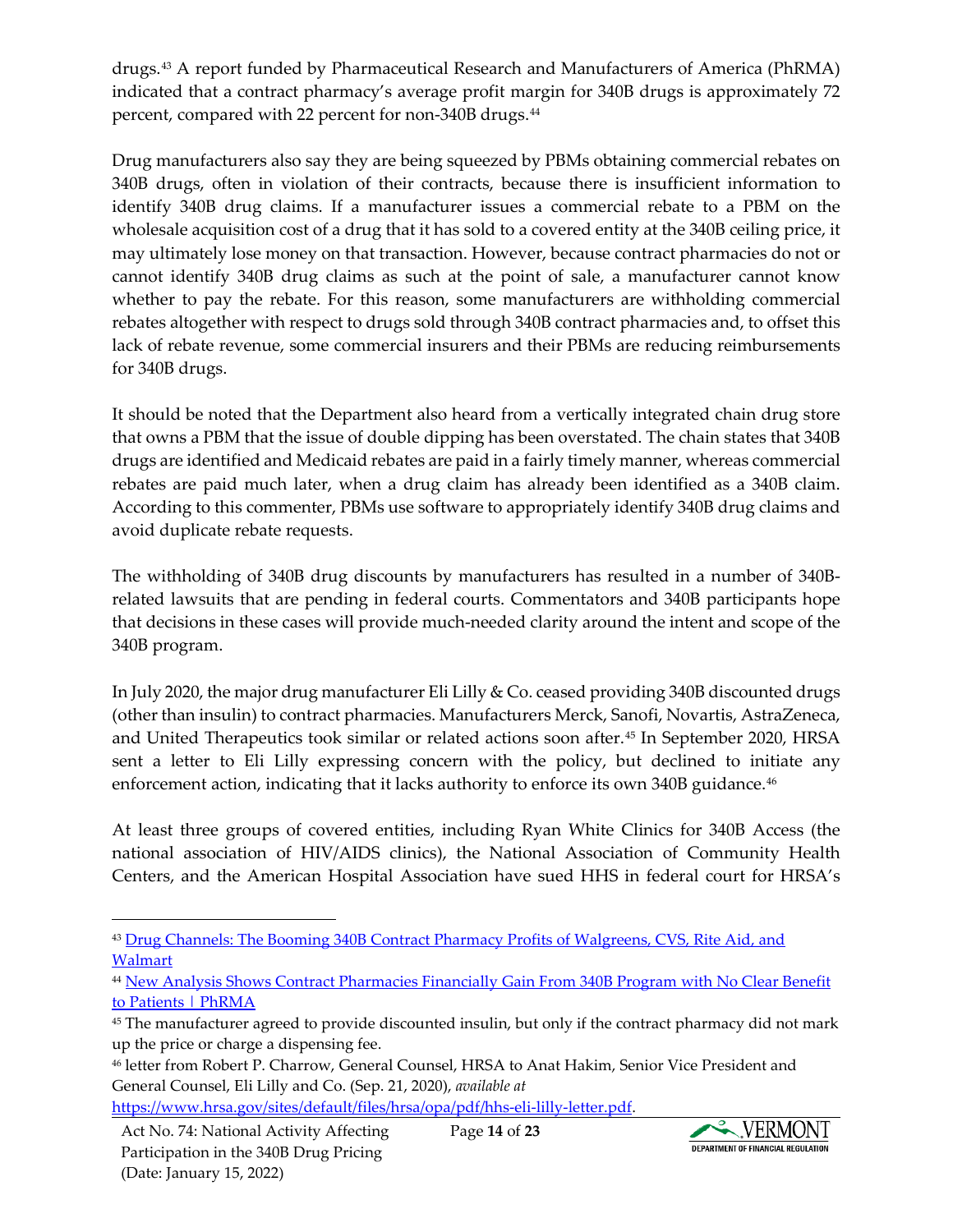drugs.[43] A report funded by Pharmaceutical Research and Manufacturers of America (PhRMA) indicated that a contract pharmacy's average profit margin for 340B drugs is approximately 72 percent, compared with 22 percent for non-340B drugs.[44]

Drug manufacturers also say they are being squeezed by PBMs obtaining commercial rebates on 340B drugs, often in violation of their contracts, because there is insufficient information to identify 340B drug claims. If a manufacturer issues a commercial rebate to a PBM on the wholesale acquisition cost of a drug that it has sold to a covered entity at the 340B ceiling price, it may ultimately lose money on that transaction. However, because contract pharmacies do not or cannot identify 340B drug claims as such at the point of sale, a manufacturer cannot know whether to pay the rebate. For this reason, some manufacturers are withholding commercial rebates altogether with respect to drugs sold through 340B contract pharmacies and, to offset this lack of rebate revenue, some commercial insurers and their PBMs are reducing reimbursements for 340B drugs.

It should be noted that the Department also heard from a vertically integrated chain drug store that owns a PBM that the issue of double dipping has been overstated. The chain states that 340B drugs are identified and Medicaid rebates are paid in a fairly timely manner, whereas commercial rebates are paid much later, when a drug claim has already been identified as a 340B claim. According to this commenter, PBMs use software to appropriately identify 340B drug claims and avoid duplicate rebate requests.

The withholding of 340B drug discounts by manufacturers has resulted in a number of 340B-related lawsuits that are pending in federal courts. Commentators and 340B participants hope that decisions in these cases will provide much-needed clarity around the intent and scope of the 340B program.

In July 2020, the major drug manufacturer Eli Lilly & Co. ceased providing 340B discounted drugs (other than insulin) to contract pharmacies. Manufacturers Merck, Sanofi, Novartis, AstraZeneca, and United Therapeutics took similar or related actions soon after.[45] In September 2020, HRSA sent a letter to Eli Lilly expressing concern with the policy, but declined to initiate any enforcement action, indicating that it lacks authority to enforce its own 340B guidance.[46]

At least three groups of covered entities, including Ryan White Clinics for 340B Access (the national association of HIV/AIDS clinics), the National Association of Community Health Centers, and the American Hospital Association have sued HHS in federal court for HRSA's

---

[43] Drug Channels: The Booming 340B Contract Pharmacy Profits of Walgreens, CVS, Rite Aid, and Walmart

[44] New Analysis Shows Contract Pharmacies Financially Gain From 340B Program with No Clear Benefit to Patients | PhRMA

[45] The manufacturer agreed to provide discounted insulin, but only if the contract pharmacy did not mark up the price or charge a dispensing fee.

[46] letter from Robert P. Charrow, General Counsel, HRSA to Anat Hakim, Senior Vice President and General Counsel, Eli Lilly and Co. (Sep. 21, 2020), *available at* https://www.hrsa.gov/sites/default/files/hrsa/opa/pdf/hhs-eli-lilly-letter.pdf.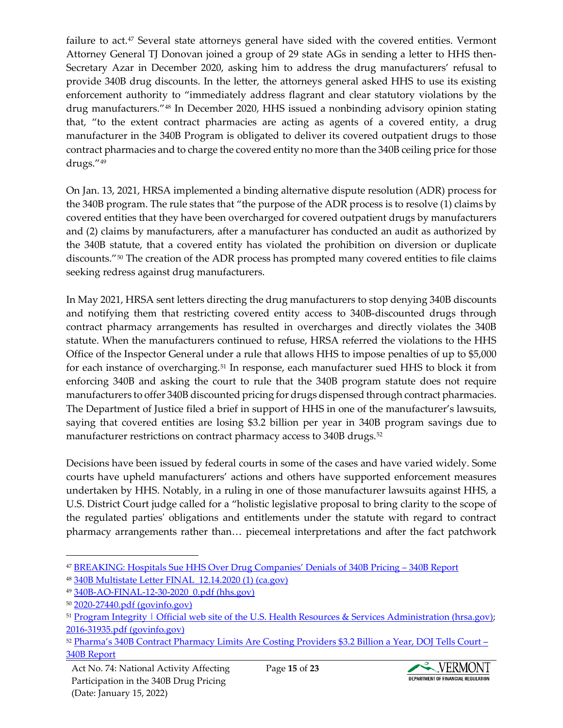failure to act.[47] Several state attorneys general have sided with the covered entities. Vermont Attorney General TJ Donovan joined a group of 29 state AGs in sending a letter to HHS then-Secretary Azar in December 2020, asking him to address the drug manufacturers' refusal to provide 340B drug discounts. In the letter, the attorneys general asked HHS to use its existing enforcement authority to "immediately address flagrant and clear statutory violations by the drug manufacturers."[48] In December 2020, HHS issued a nonbinding advisory opinion stating that, "to the extent contract pharmacies are acting as agents of a covered entity, a drug manufacturer in the 340B Program is obligated to deliver its covered outpatient drugs to those contract pharmacies and to charge the covered entity no more than the 340B ceiling price for those drugs."[49]

On Jan. 13, 2021, HRSA implemented a binding alternative dispute resolution (ADR) process for the 340B program. The rule states that "the purpose of the ADR process is to resolve (1) claims by covered entities that they have been overcharged for covered outpatient drugs by manufacturers and (2) claims by manufacturers, after a manufacturer has conducted an audit as authorized by the 340B statute, that a covered entity has violated the prohibition on diversion or duplicate discounts."[50] The creation of the ADR process has prompted many covered entities to file claims seeking redress against drug manufacturers.

In May 2021, HRSA sent letters directing the drug manufacturers to stop denying 340B discounts and notifying them that restricting covered entity access to 340B-discounted drugs through contract pharmacy arrangements has resulted in overcharges and directly violates the 340B statute. When the manufacturers continued to refuse, HRSA referred the violations to the HHS Office of the Inspector General under a rule that allows HHS to impose penalties of up to $5,000 for each instance of overcharging.[51] In response, each manufacturer sued HHS to block it from enforcing 340B and asking the court to rule that the 340B program statute does not require manufacturers to offer 340B discounted pricing for drugs dispensed through contract pharmacies. The Department of Justice filed a brief in support of HHS in one of the manufacturer's lawsuits, saying that covered entities are losing $3.2 billion per year in 340B program savings due to manufacturer restrictions on contract pharmacy access to 340B drugs.[52]

Decisions have been issued by federal courts in some of the cases and have varied widely. Some courts have upheld manufacturers' actions and others have supported enforcement measures undertaken by HHS. Notably, in a ruling in one of those manufacturer lawsuits against HHS, a U.S. District Court judge called for a "holistic legislative proposal to bring clarity to the scope of the regulated parties' obligations and entitlements under the statute with regard to contract pharmacy arrangements rather than… piecemeal interpretations and after the fact patchwork

---

[47] BREAKING: Hospitals Sue HHS Over Drug Companies' Denials of 340B Pricing – 340B Report

[48] 340B Multistate Letter FINAL 12.14.2020 (1) (ca.gov)

[49] 340B-AO-FINAL-12-30-2020_0.pdf (hhs.gov)

[50] 2020-27440.pdf (govinfo.gov)

[51] Program Integrity | Official web site of the U.S. Health Resources & Services Administration (hrsa.gov); 2016-31935.pdf (govinfo.gov)

[52] Pharma's 340B Contract Pharmacy Limits Are Costing Providers $3.2 Billion a Year, DOJ Tells Court – 340B Report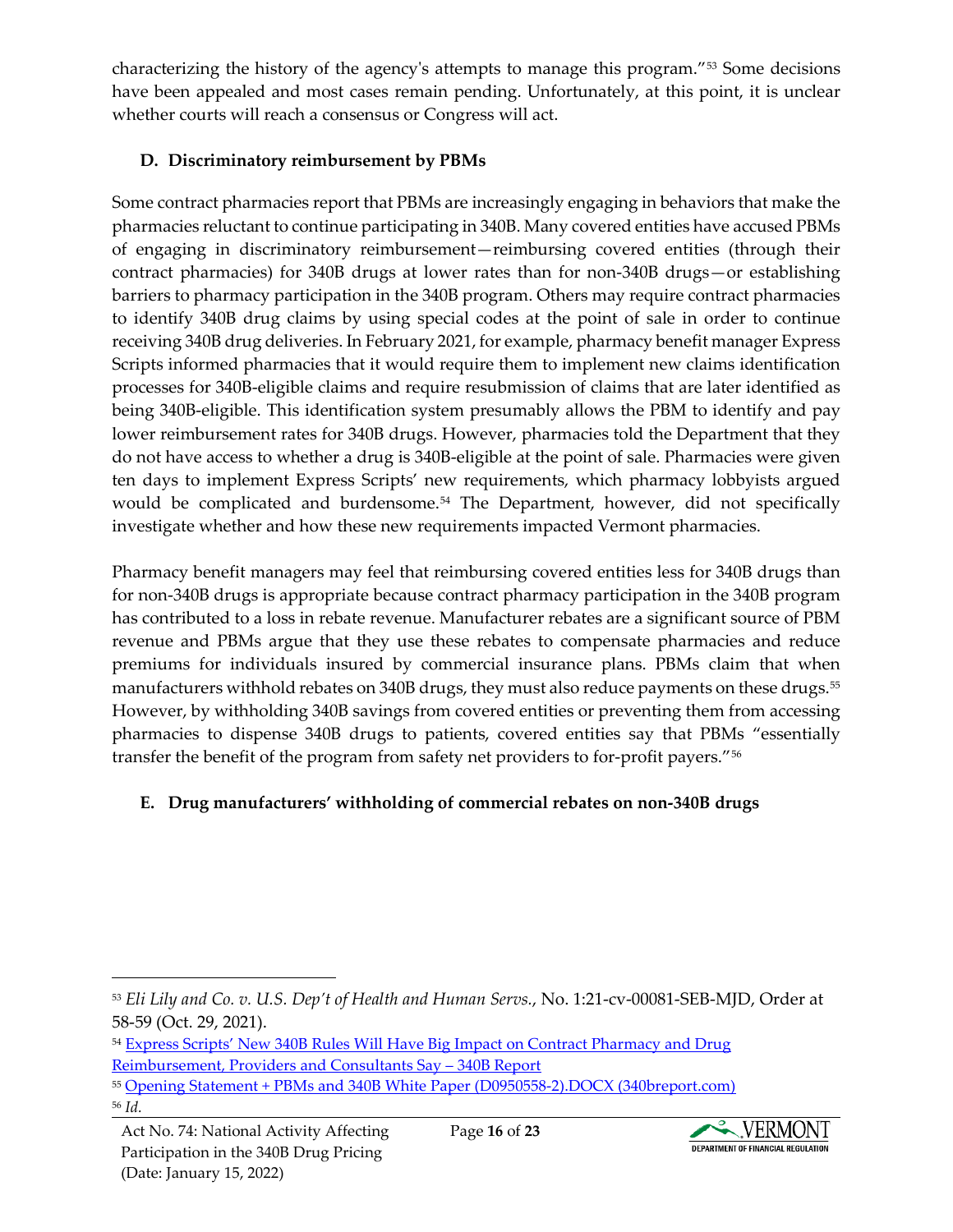characterizing the history of the agency's attempts to manage this program."[53] Some decisions have been appealed and most cases remain pending. Unfortunately, at this point, it is unclear whether courts will reach a consensus or Congress will act.

### D. Discriminatory reimbursement by PBMs

Some contract pharmacies report that PBMs are increasingly engaging in behaviors that make the pharmacies reluctant to continue participating in 340B. Many covered entities have accused PBMs of engaging in discriminatory reimbursement—reimbursing covered entities (through their contract pharmacies) for 340B drugs at lower rates than for non-340B drugs—or establishing barriers to pharmacy participation in the 340B program. Others may require contract pharmacies to identify 340B drug claims by using special codes at the point of sale in order to continue receiving 340B drug deliveries. In February 2021, for example, pharmacy benefit manager Express Scripts informed pharmacies that it would require them to implement new claims identification processes for 340B-eligible claims and require resubmission of claims that are later identified as being 340B-eligible. This identification system presumably allows the PBM to identify and pay lower reimbursement rates for 340B drugs. However, pharmacies told the Department that they do not have access to whether a drug is 340B-eligible at the point of sale. Pharmacies were given ten days to implement Express Scripts' new requirements, which pharmacy lobbyists argued would be complicated and burdensome.[54] The Department, however, did not specifically investigate whether and how these new requirements impacted Vermont pharmacies.

Pharmacy benefit managers may feel that reimbursing covered entities less for 340B drugs than for non-340B drugs is appropriate because contract pharmacy participation in the 340B program has contributed to a loss in rebate revenue. Manufacturer rebates are a significant source of PBM revenue and PBMs argue that they use these rebates to compensate pharmacies and reduce premiums for individuals insured by commercial insurance plans. PBMs claim that when manufacturers withhold rebates on 340B drugs, they must also reduce payments on these drugs.[55] However, by withholding 340B savings from covered entities or preventing them from accessing pharmacies to dispense 340B drugs to patients, covered entities say that PBMs "essentially transfer the benefit of the program from safety net providers to for-profit payers."[56]

### E. Drug manufacturers' withholding of commercial rebates on non-340B drugs

---

[53] *Eli Lily and Co. v. U.S. Dep't of Health and Human Servs.*, No. 1:21-cv-00081-SEB-MJD, Order at 58-59 (Oct. 29, 2021).

[54] Express Scripts' New 340B Rules Will Have Big Impact on Contract Pharmacy and Drug Reimbursement, Providers and Consultants Say – 340B Report

[55] Opening Statement + PBMs and 340B White Paper (D0950558-2).DOCX (340breport.com)

[56] *Id.*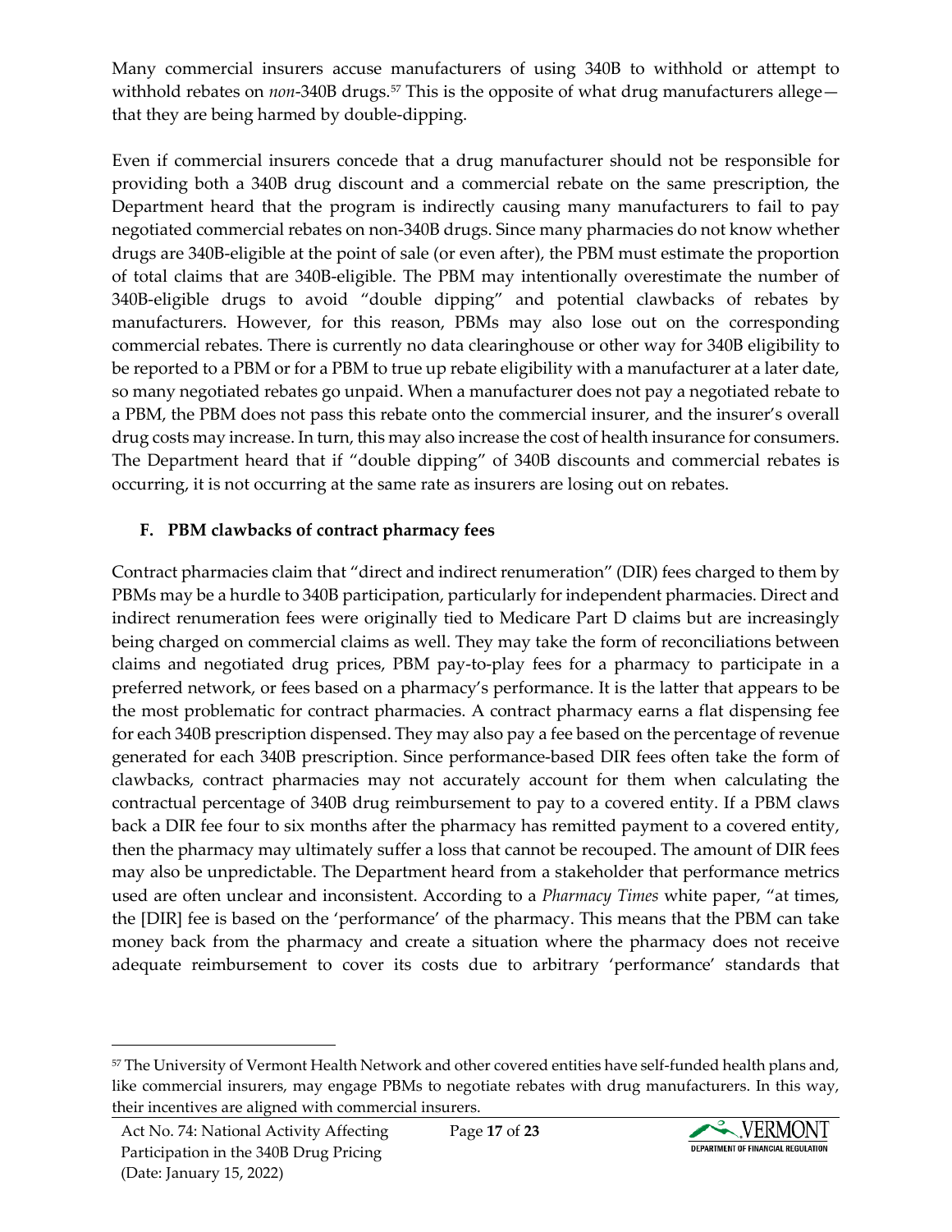Many commercial insurers accuse manufacturers of using 340B to withhold or attempt to withhold rebates on *non*-340B drugs.[57] This is the opposite of what drug manufacturers allege—that they are being harmed by double-dipping.

Even if commercial insurers concede that a drug manufacturer should not be responsible for providing both a 340B drug discount and a commercial rebate on the same prescription, the Department heard that the program is indirectly causing many manufacturers to fail to pay negotiated commercial rebates on non-340B drugs. Since many pharmacies do not know whether drugs are 340B-eligible at the point of sale (or even after), the PBM must estimate the proportion of total claims that are 340B-eligible. The PBM may intentionally overestimate the number of 340B-eligible drugs to avoid "double dipping" and potential clawbacks of rebates by manufacturers. However, for this reason, PBMs may also lose out on the corresponding commercial rebates. There is currently no data clearinghouse or other way for 340B eligibility to be reported to a PBM or for a PBM to true up rebate eligibility with a manufacturer at a later date, so many negotiated rebates go unpaid. When a manufacturer does not pay a negotiated rebate to a PBM, the PBM does not pass this rebate onto the commercial insurer, and the insurer's overall drug costs may increase. In turn, this may also increase the cost of health insurance for consumers. The Department heard that if "double dipping" of 340B discounts and commercial rebates is occurring, it is not occurring at the same rate as insurers are losing out on rebates.

## F. PBM clawbacks of contract pharmacy fees

Contract pharmacies claim that "direct and indirect renumeration" (DIR) fees charged to them by PBMs may be a hurdle to 340B participation, particularly for independent pharmacies. Direct and indirect renumeration fees were originally tied to Medicare Part D claims but are increasingly being charged on commercial claims as well. They may take the form of reconciliations between claims and negotiated drug prices, PBM pay-to-play fees for a pharmacy to participate in a preferred network, or fees based on a pharmacy's performance. It is the latter that appears to be the most problematic for contract pharmacies. A contract pharmacy earns a flat dispensing fee for each 340B prescription dispensed. They may also pay a fee based on the percentage of revenue generated for each 340B prescription. Since performance-based DIR fees often take the form of clawbacks, contract pharmacies may not accurately account for them when calculating the contractual percentage of 340B drug reimbursement to pay to a covered entity. If a PBM claws back a DIR fee four to six months after the pharmacy has remitted payment to a covered entity, then the pharmacy may ultimately suffer a loss that cannot be recouped. The amount of DIR fees may also be unpredictable. The Department heard from a stakeholder that performance metrics used are often unclear and inconsistent. According to a *Pharmacy Times* white paper, "at times, the [DIR] fee is based on the 'performance' of the pharmacy. This means that the PBM can take money back from the pharmacy and create a situation where the pharmacy does not receive adequate reimbursement to cover its costs due to arbitrary 'performance' standards that

[57] The University of Vermont Health Network and other covered entities have self-funded health plans and, like commercial insurers, may engage PBMs to negotiate rebates with drug manufacturers. In this way, their incentives are aligned with commercial insurers.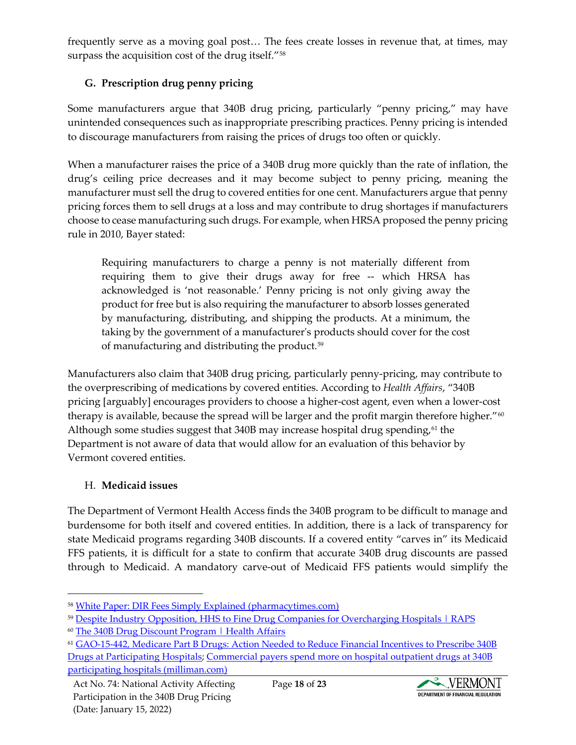frequently serve as a moving goal post… The fees create losses in revenue that, at times, may surpass the acquisition cost of the drug itself."[58]

### G. Prescription drug penny pricing

Some manufacturers argue that 340B drug pricing, particularly "penny pricing," may have unintended consequences such as inappropriate prescribing practices. Penny pricing is intended to discourage manufacturers from raising the prices of drugs too often or quickly.

When a manufacturer raises the price of a 340B drug more quickly than the rate of inflation, the drug's ceiling price decreases and it may become subject to penny pricing, meaning the manufacturer must sell the drug to covered entities for one cent. Manufacturers argue that penny pricing forces them to sell drugs at a loss and may contribute to drug shortages if manufacturers choose to cease manufacturing such drugs. For example, when HRSA proposed the penny pricing rule in 2010, Bayer stated:

> Requiring manufacturers to charge a penny is not materially different from requiring them to give their drugs away for free -- which HRSA has acknowledged is 'not reasonable.' Penny pricing is not only giving away the product for free but is also requiring the manufacturer to absorb losses generated by manufacturing, distributing, and shipping the products. At a minimum, the taking by the government of a manufacturer's products should cover for the cost of manufacturing and distributing the product.[59]

Manufacturers also claim that 340B drug pricing, particularly penny-pricing, may contribute to the overprescribing of medications by covered entities. According to *Health Affairs*, "340B pricing [arguably] encourages providers to choose a higher-cost agent, even when a lower-cost therapy is available, because the spread will be larger and the profit margin therefore higher."[60] Although some studies suggest that 340B may increase hospital drug spending,[61] the Department is not aware of data that would allow for an evaluation of this behavior by Vermont covered entities.

### H. Medicaid issues

The Department of Vermont Health Access finds the 340B program to be difficult to manage and burdensome for both itself and covered entities. In addition, there is a lack of transparency for state Medicaid programs regarding 340B discounts. If a covered entity "carves in" its Medicaid FFS patients, it is difficult for a state to confirm that accurate 340B drug discounts are passed through to Medicaid. A mandatory carve-out of Medicaid FFS patients would simplify the

---

[58] White Paper: DIR Fees Simply Explained (pharmacytimes.com)

[59] Despite Industry Opposition, HHS to Fine Drug Companies for Overcharging Hospitals | RAPS

[60] The 340B Drug Discount Program | Health Affairs

[61] GAO-15-442, Medicare Part B Drugs: Action Needed to Reduce Financial Incentives to Prescribe 340B Drugs at Participating Hospitals; Commercial payers spend more on hospital outpatient drugs at 340B participating hospitals (milliman.com)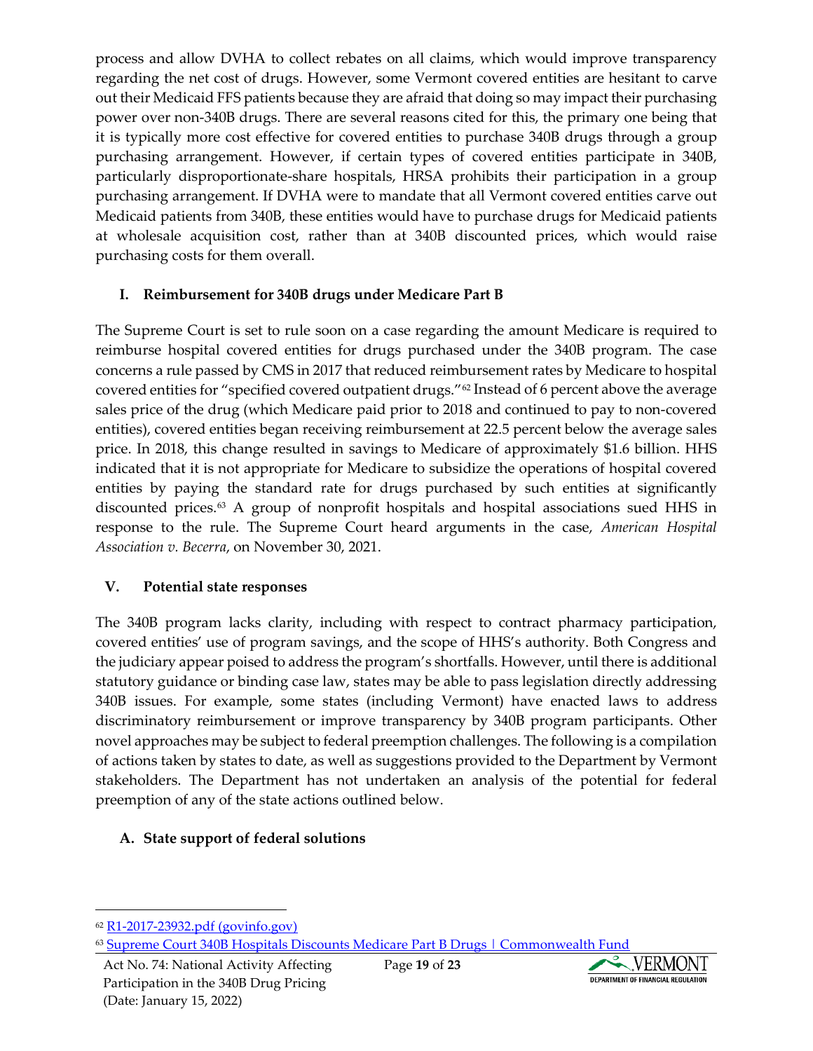process and allow DVHA to collect rebates on all claims, which would improve transparency regarding the net cost of drugs. However, some Vermont covered entities are hesitant to carve out their Medicaid FFS patients because they are afraid that doing so may impact their purchasing power over non-340B drugs. There are several reasons cited for this, the primary one being that it is typically more cost effective for covered entities to purchase 340B drugs through a group purchasing arrangement. However, if certain types of covered entities participate in 340B, particularly disproportionate-share hospitals, HRSA prohibits their participation in a group purchasing arrangement. If DVHA were to mandate that all Vermont covered entities carve out Medicaid patients from 340B, these entities would have to purchase drugs for Medicaid patients at wholesale acquisition cost, rather than at 340B discounted prices, which would raise purchasing costs for them overall.

### I. Reimbursement for 340B drugs under Medicare Part B

The Supreme Court is set to rule soon on a case regarding the amount Medicare is required to reimburse hospital covered entities for drugs purchased under the 340B program. The case concerns a rule passed by CMS in 2017 that reduced reimbursement rates by Medicare to hospital covered entities for "specified covered outpatient drugs."[62] Instead of 6 percent above the average sales price of the drug (which Medicare paid prior to 2018 and continued to pay to non-covered entities), covered entities began receiving reimbursement at 22.5 percent below the average sales price. In 2018, this change resulted in savings to Medicare of approximately $1.6 billion. HHS indicated that it is not appropriate for Medicare to subsidize the operations of hospital covered entities by paying the standard rate for drugs purchased by such entities at significantly discounted prices.[63] A group of nonprofit hospitals and hospital associations sued HHS in response to the rule. The Supreme Court heard arguments in the case, *American Hospital Association v. Becerra*, on November 30, 2021.

## V. Potential state responses

The 340B program lacks clarity, including with respect to contract pharmacy participation, covered entities' use of program savings, and the scope of HHS's authority. Both Congress and the judiciary appear poised to address the program's shortfalls. However, until there is additional statutory guidance or binding case law, states may be able to pass legislation directly addressing 340B issues. For example, some states (including Vermont) have enacted laws to address discriminatory reimbursement or improve transparency by 340B program participants. Other novel approaches may be subject to federal preemption challenges. The following is a compilation of actions taken by states to date, as well as suggestions provided to the Department by Vermont stakeholders. The Department has not undertaken an analysis of the potential for federal preemption of any of the state actions outlined below.

### A. State support of federal solutions

---

[62] R1-2017-23932.pdf (govinfo.gov)

[63] Supreme Court 340B Hospitals Discounts Medicare Part B Drugs | Commonwealth Fund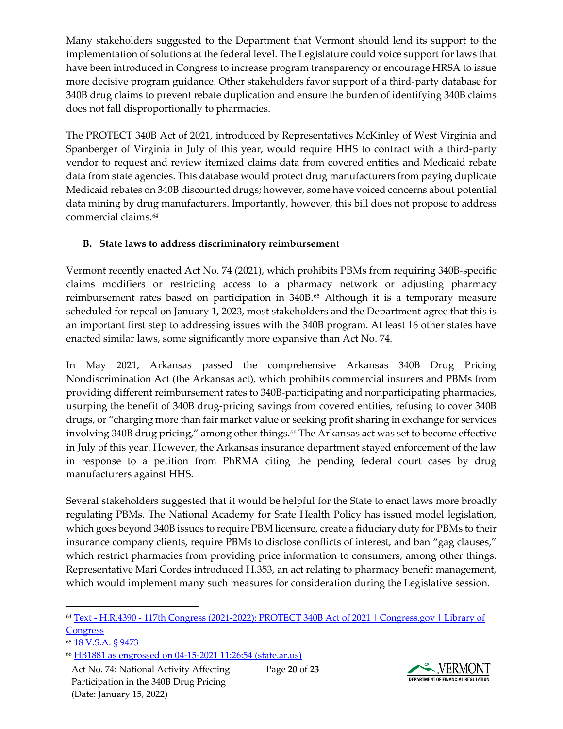Many stakeholders suggested to the Department that Vermont should lend its support to the implementation of solutions at the federal level. The Legislature could voice support for laws that have been introduced in Congress to increase program transparency or encourage HRSA to issue more decisive program guidance. Other stakeholders favor support of a third-party database for 340B drug claims to prevent rebate duplication and ensure the burden of identifying 340B claims does not fall disproportionally to pharmacies.

The PROTECT 340B Act of 2021, introduced by Representatives McKinley of West Virginia and Spanberger of Virginia in July of this year, would require HHS to contract with a third-party vendor to request and review itemized claims data from covered entities and Medicaid rebate data from state agencies. This database would protect drug manufacturers from paying duplicate Medicaid rebates on 340B discounted drugs; however, some have voiced concerns about potential data mining by drug manufacturers. Importantly, however, this bill does not propose to address commercial claims.[64]

### B. State laws to address discriminatory reimbursement

Vermont recently enacted Act No. 74 (2021), which prohibits PBMs from requiring 340B-specific claims modifiers or restricting access to a pharmacy network or adjusting pharmacy reimbursement rates based on participation in 340B.[65] Although it is a temporary measure scheduled for repeal on January 1, 2023, most stakeholders and the Department agree that this is an important first step to addressing issues with the 340B program. At least 16 other states have enacted similar laws, some significantly more expansive than Act No. 74.

In May 2021, Arkansas passed the comprehensive Arkansas 340B Drug Pricing Nondiscrimination Act (the Arkansas act), which prohibits commercial insurers and PBMs from providing different reimbursement rates to 340B-participating and nonparticipating pharmacies, usurping the benefit of 340B drug-pricing savings from covered entities, refusing to cover 340B drugs, or "charging more than fair market value or seeking profit sharing in exchange for services involving 340B drug pricing," among other things.[66] The Arkansas act was set to become effective in July of this year. However, the Arkansas insurance department stayed enforcement of the law in response to a petition from PhRMA citing the pending federal court cases by drug manufacturers against HHS.

Several stakeholders suggested that it would be helpful for the State to enact laws more broadly regulating PBMs. The National Academy for State Health Policy has issued model legislation, which goes beyond 340B issues to require PBM licensure, create a fiduciary duty for PBMs to their insurance company clients, require PBMs to disclose conflicts of interest, and ban "gag clauses," which restrict pharmacies from providing price information to consumers, among other things. Representative Mari Cordes introduced H.353, an act relating to pharmacy benefit management, which would implement many such measures for consideration during the Legislative session.

---

[64] Text - H.R.4390 - 117th Congress (2021-2022): PROTECT 340B Act of 2021 | Congress.gov | Library of Congress

[65] 18 V.S.A. § 9473

[66] HB1881 as engrossed on 04-15-2021 11:26:54 (state.ar.us)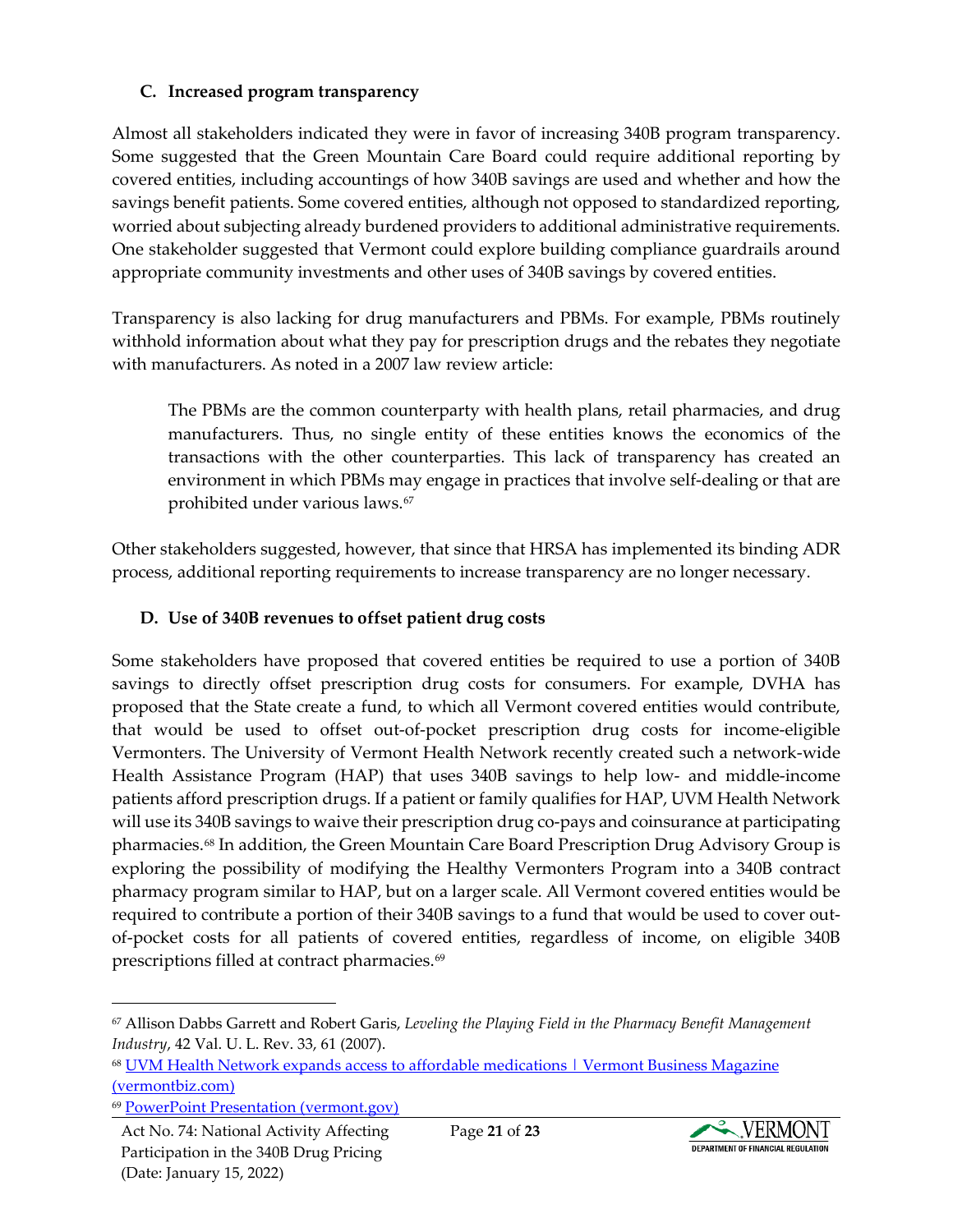### C. Increased program transparency

Almost all stakeholders indicated they were in favor of increasing 340B program transparency. Some suggested that the Green Mountain Care Board could require additional reporting by covered entities, including accountings of how 340B savings are used and whether and how the savings benefit patients. Some covered entities, although not opposed to standardized reporting, worried about subjecting already burdened providers to additional administrative requirements. One stakeholder suggested that Vermont could explore building compliance guardrails around appropriate community investments and other uses of 340B savings by covered entities.

Transparency is also lacking for drug manufacturers and PBMs. For example, PBMs routinely withhold information about what they pay for prescription drugs and the rebates they negotiate with manufacturers. As noted in a 2007 law review article:

> The PBMs are the common counterparty with health plans, retail pharmacies, and drug manufacturers. Thus, no single entity of these entities knows the economics of the transactions with the other counterparties. This lack of transparency has created an environment in which PBMs may engage in practices that involve self-dealing or that are prohibited under various laws.[67]

Other stakeholders suggested, however, that since that HRSA has implemented its binding ADR process, additional reporting requirements to increase transparency are no longer necessary.

### D. Use of 340B revenues to offset patient drug costs

Some stakeholders have proposed that covered entities be required to use a portion of 340B savings to directly offset prescription drug costs for consumers. For example, DVHA has proposed that the State create a fund, to which all Vermont covered entities would contribute, that would be used to offset out-of-pocket prescription drug costs for income-eligible Vermonters. The University of Vermont Health Network recently created such a network-wide Health Assistance Program (HAP) that uses 340B savings to help low- and middle-income patients afford prescription drugs. If a patient or family qualifies for HAP, UVM Health Network will use its 340B savings to waive their prescription drug co-pays and coinsurance at participating pharmacies.[68] In addition, the Green Mountain Care Board Prescription Drug Advisory Group is exploring the possibility of modifying the Healthy Vermonters Program into a 340B contract pharmacy program similar to HAP, but on a larger scale. All Vermont covered entities would be required to contribute a portion of their 340B savings to a fund that would be used to cover out-of-pocket costs for all patients of covered entities, regardless of income, on eligible 340B prescriptions filled at contract pharmacies.[69]

---

[67] Allison Dabbs Garrett and Robert Garis, *Leveling the Playing Field in the Pharmacy Benefit Management Industry*, 42 Val. U. L. Rev. 33, 61 (2007).

[68] UVM Health Network expands access to affordable medications | Vermont Business Magazine (vermontbiz.com)

[69] PowerPoint Presentation (vermont.gov)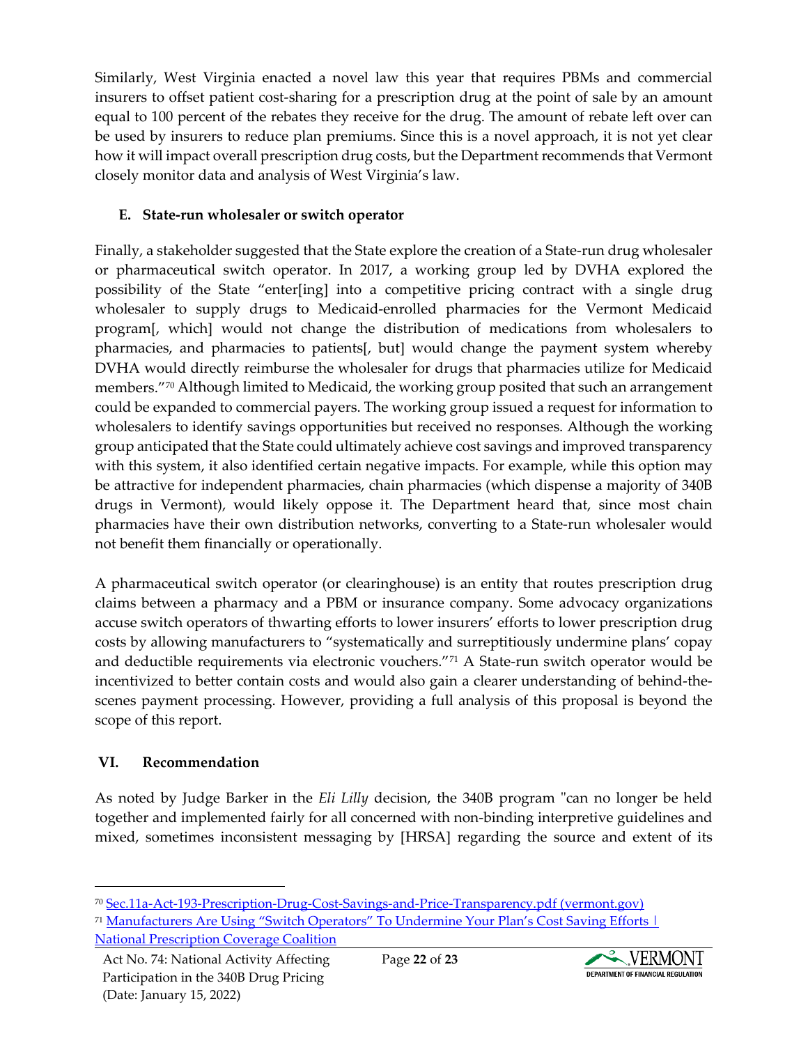Similarly, West Virginia enacted a novel law this year that requires PBMs and commercial insurers to offset patient cost-sharing for a prescription drug at the point of sale by an amount equal to 100 percent of the rebates they receive for the drug. The amount of rebate left over can be used by insurers to reduce plan premiums. Since this is a novel approach, it is not yet clear how it will impact overall prescription drug costs, but the Department recommends that Vermont closely monitor data and analysis of West Virginia's law.

### E. State-run wholesaler or switch operator

Finally, a stakeholder suggested that the State explore the creation of a State-run drug wholesaler or pharmaceutical switch operator. In 2017, a working group led by DVHA explored the possibility of the State "enter[ing] into a competitive pricing contract with a single drug wholesaler to supply drugs to Medicaid-enrolled pharmacies for the Vermont Medicaid program[, which] would not change the distribution of medications from wholesalers to pharmacies, and pharmacies to patients[, but] would change the payment system whereby DVHA would directly reimburse the wholesaler for drugs that pharmacies utilize for Medicaid members."[70] Although limited to Medicaid, the working group posited that such an arrangement could be expanded to commercial payers. The working group issued a request for information to wholesalers to identify savings opportunities but received no responses. Although the working group anticipated that the State could ultimately achieve cost savings and improved transparency with this system, it also identified certain negative impacts. For example, while this option may be attractive for independent pharmacies, chain pharmacies (which dispense a majority of 340B drugs in Vermont), would likely oppose it. The Department heard that, since most chain pharmacies have their own distribution networks, converting to a State-run wholesaler would not benefit them financially or operationally.

A pharmaceutical switch operator (or clearinghouse) is an entity that routes prescription drug claims between a pharmacy and a PBM or insurance company. Some advocacy organizations accuse switch operators of thwarting efforts to lower insurers' efforts to lower prescription drug costs by allowing manufacturers to "systematically and surreptitiously undermine plans' copay and deductible requirements via electronic vouchers."[71] A State-run switch operator would be incentivized to better contain costs and would also gain a clearer understanding of behind-the-scenes payment processing. However, providing a full analysis of this proposal is beyond the scope of this report.

## VI. Recommendation

As noted by Judge Barker in the *Eli Lilly* decision, the 340B program "can no longer be held together and implemented fairly for all concerned with non-binding interpretive guidelines and mixed, sometimes inconsistent messaging by [HRSA] regarding the source and extent of its

---

[70] Sec.11a-Act-193-Prescription-Drug-Cost-Savings-and-Price-Transparency.pdf (vermont.gov)

[71] Manufacturers Are Using "Switch Operators" To Undermine Your Plan's Cost Saving Efforts | National Prescription Coverage Coalition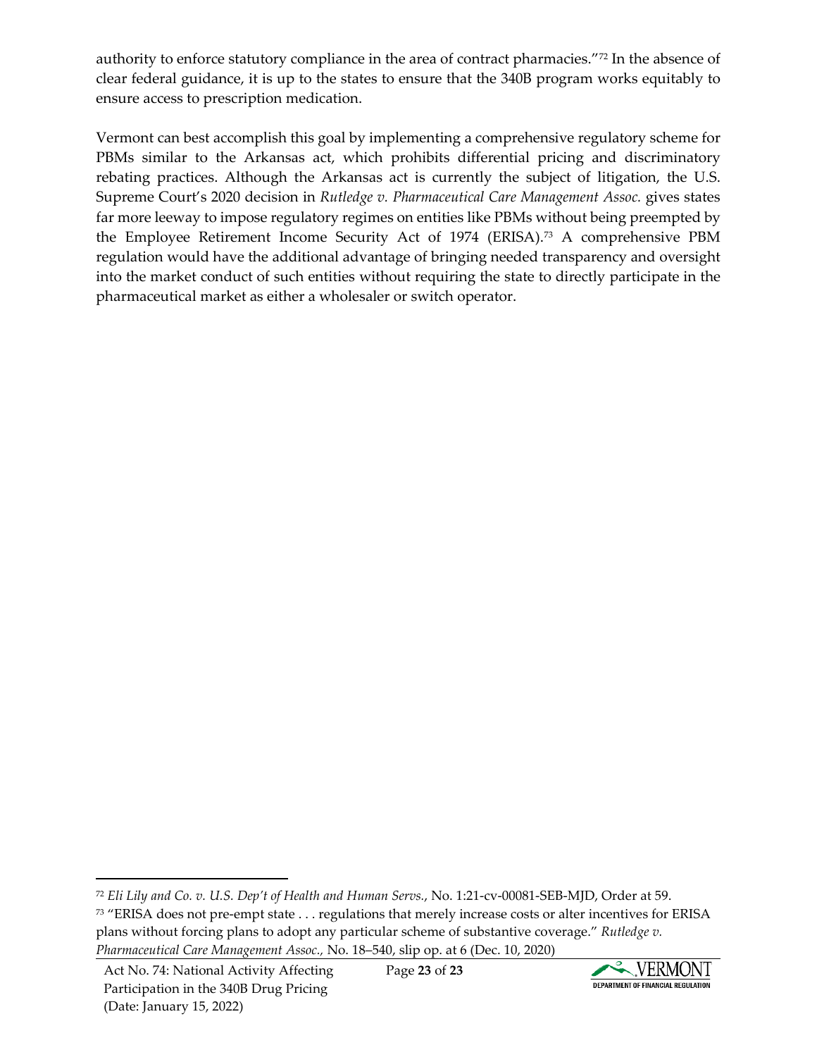authority to enforce statutory compliance in the area of contract pharmacies."[72] In the absence of clear federal guidance, it is up to the states to ensure that the 340B program works equitably to ensure access to prescription medication.

Vermont can best accomplish this goal by implementing a comprehensive regulatory scheme for PBMs similar to the Arkansas act, which prohibits differential pricing and discriminatory rebating practices. Although the Arkansas act is currently the subject of litigation, the U.S. Supreme Court's 2020 decision in *Rutledge v. Pharmaceutical Care Management Assoc.* gives states far more leeway to impose regulatory regimes on entities like PBMs without being preempted by the Employee Retirement Income Security Act of 1974 (ERISA).[73] A comprehensive PBM regulation would have the additional advantage of bringing needed transparency and oversight into the market conduct of such entities without requiring the state to directly participate in the pharmaceutical market as either a wholesaler or switch operator.

---

[72] *Eli Lily and Co. v. U.S. Dep't of Health and Human Servs.*, No. 1:21-cv-00081-SEB-MJD, Order at 59.

[73] "ERISA does not pre-empt state . . . regulations that merely increase costs or alter incentives for ERISA plans without forcing plans to adopt any particular scheme of substantive coverage." *Rutledge v. Pharmaceutical Care Management Assoc.*, No. 18–540, slip op. at 6 (Dec. 10, 2020)